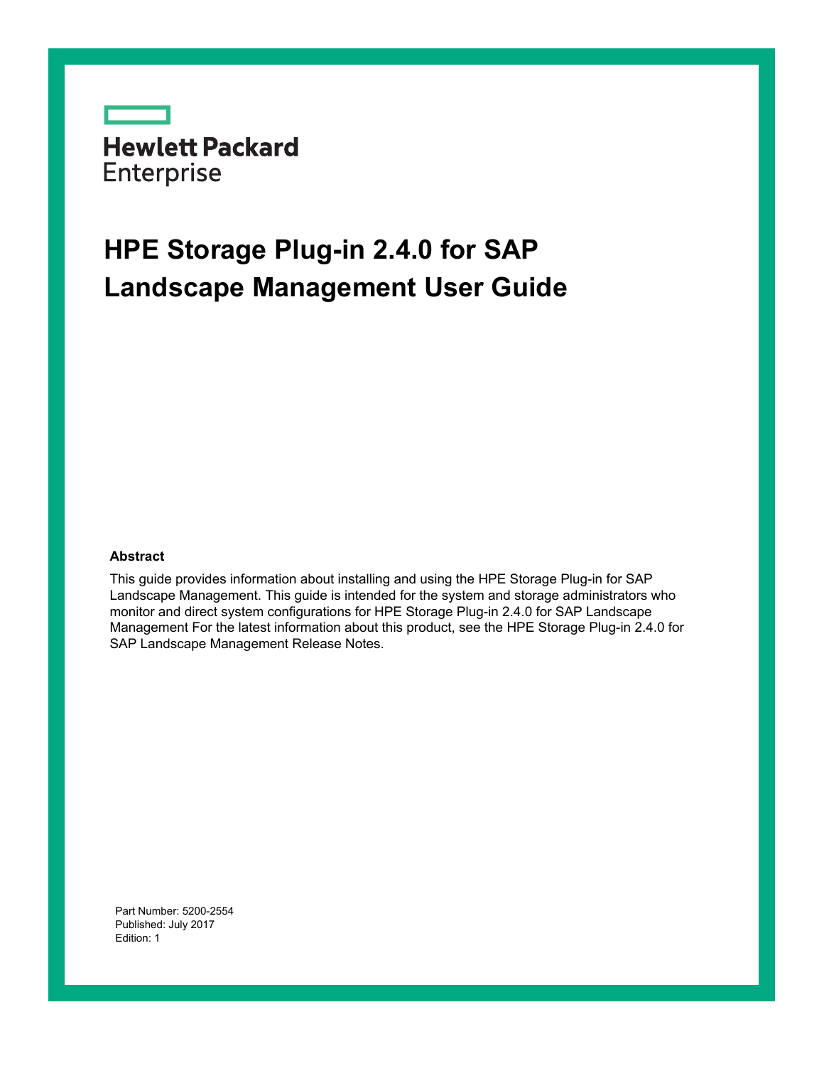Hewlett Packard Enterprise

# HPE Storage Plug-in 2.4.0 for SAP Landscape Management User Guide

## Abstract

This guide provides information about installing and using the HPE Storage Plug-in for SAP Landscape Management. This guide is intended for the system and storage administrators who monitor and direct system configurations for HPE Storage Plug-in 2.4.0 for SAP Landscape Management For the latest information about this product, see the HPE Storage Plug-in 2.4.0 for SAP Landscape Management Release Notes.

Part Number: 5200-2554
Published: July 2017
Edition: 1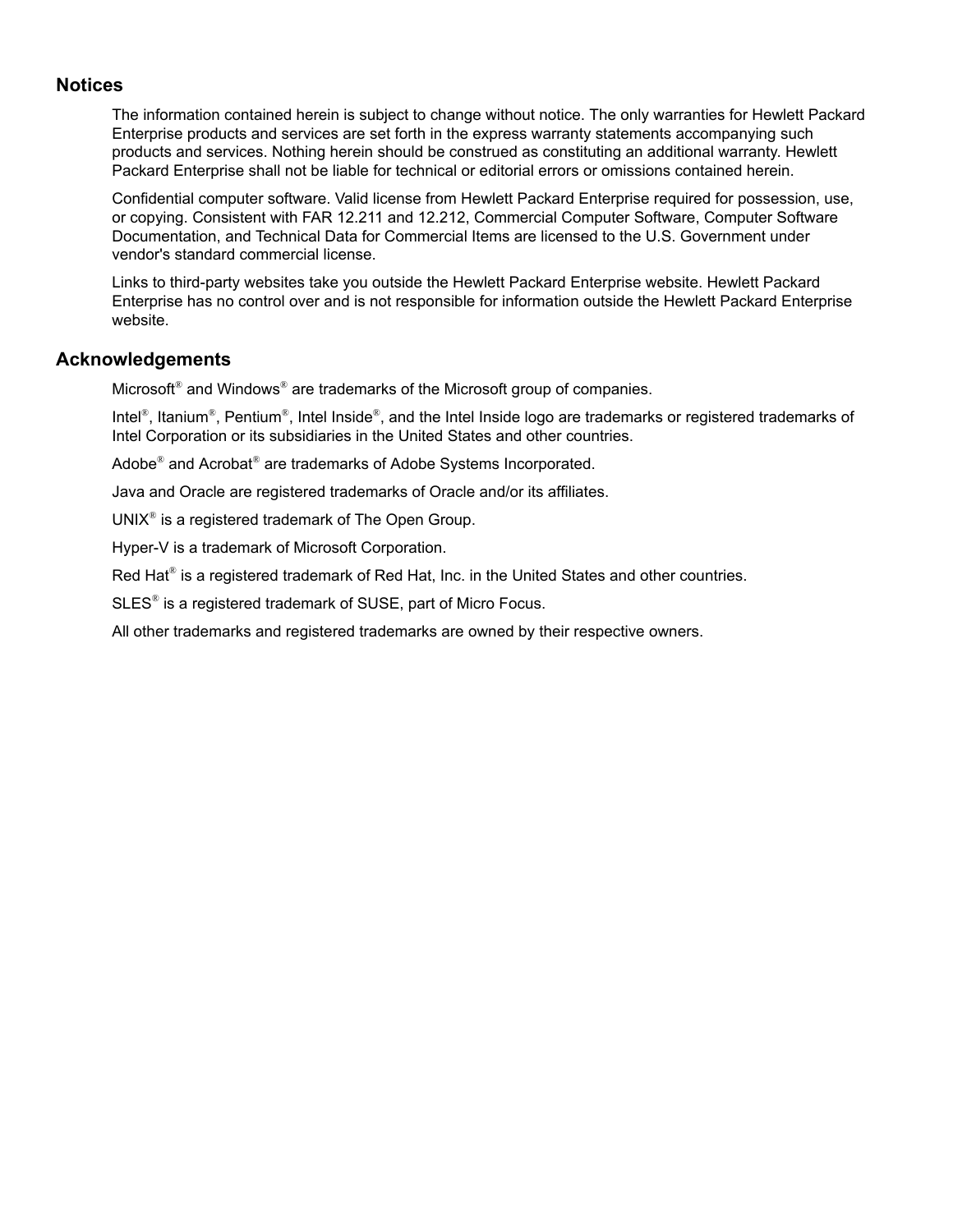## Notices

The information contained herein is subject to change without notice. The only warranties for Hewlett Packard Enterprise products and services are set forth in the express warranty statements accompanying such products and services. Nothing herein should be construed as constituting an additional warranty. Hewlett Packard Enterprise shall not be liable for technical or editorial errors or omissions contained herein.

Confidential computer software. Valid license from Hewlett Packard Enterprise required for possession, use, or copying. Consistent with FAR 12.211 and 12.212, Commercial Computer Software, Computer Software Documentation, and Technical Data for Commercial Items are licensed to the U.S. Government under vendor's standard commercial license.

Links to third-party websites take you outside the Hewlett Packard Enterprise website. Hewlett Packard Enterprise has no control over and is not responsible for information outside the Hewlett Packard Enterprise website.

## Acknowledgements

Microsoft® and Windows® are trademarks of the Microsoft group of companies.

Intel®, Itanium®, Pentium®, Intel Inside®, and the Intel Inside logo are trademarks or registered trademarks of Intel Corporation or its subsidiaries in the United States and other countries.

Adobe® and Acrobat® are trademarks of Adobe Systems Incorporated.

Java and Oracle are registered trademarks of Oracle and/or its affiliates.

UNIX® is a registered trademark of The Open Group.

Hyper-V is a trademark of Microsoft Corporation.

Red Hat® is a registered trademark of Red Hat, Inc. in the United States and other countries.

SLES® is a registered trademark of SUSE, part of Micro Focus.

All other trademarks and registered trademarks are owned by their respective owners.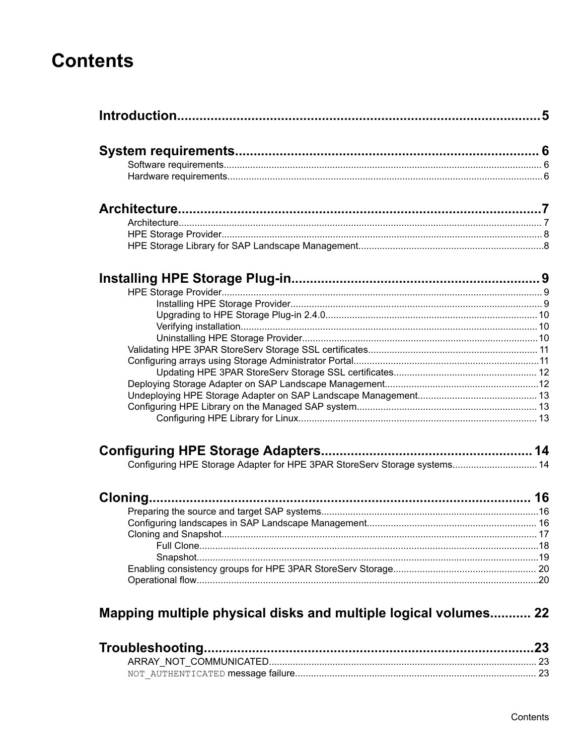# Contents

**Introduction** ..... 5

**System requirements** ..... 6

- Software requirements ..... 6
- Hardware requirements ..... 6

**Architecture** ..... 7

- Architecture ..... 7
- HPE Storage Provider ..... 8
- HPE Storage Library for SAP Landscape Management ..... 8

**Installing HPE Storage Plug-in** ..... 9

- HPE Storage Provider ..... 9
  - Installing HPE Storage Provider ..... 9
  - Upgrading to HPE Storage Plug-in 2.4.0 ..... 10
  - Verifying installation ..... 10
  - Uninstalling HPE Storage Provider ..... 10
- Validating HPE 3PAR StoreServ Storage SSL certificates ..... 11
- Configuring arrays using Storage Administrator Portal ..... 11
  - Updating HPE 3PAR StoreServ Storage SSL certificates ..... 12
- Deploying Storage Adapter on SAP Landscape Management ..... 12
- Undeploying HPE Storage Adapter on SAP Landscape Management ..... 13
- Configuring HPE Library on the Managed SAP system ..... 13
  - Configuring HPE Library for Linux ..... 13

**Configuring HPE Storage Adapters** ..... 14

- Configuring HPE Storage Adapter for HPE 3PAR StoreServ Storage systems ..... 14

**Cloning** ..... 16

- Preparing the source and target SAP systems ..... 16
- Configuring landscapes in SAP Landscape Management ..... 16
- Cloning and Snapshot ..... 17
  - Full Clone ..... 18
  - Snapshot ..... 19
- Enabling consistency groups for HPE 3PAR StoreServ Storage ..... 20
- Operational flow ..... 20

**Mapping multiple physical disks and multiple logical volumes** ..... 22

**Troubleshooting** ..... 23

- ARRAY_NOT_COMMUNICATED ..... 23
- `NOT_AUTHENTICATED` message failure ..... 23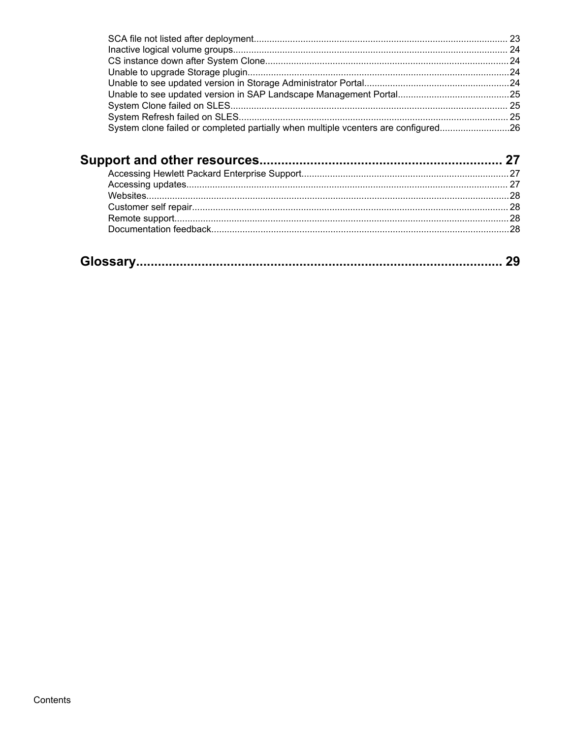- SCA file not listed after deployment.................................................................................................. 23
- Inactive logical volume groups.......................................................................................................... 24
- CS instance down after System Clone.............................................................................................24
- Unable to upgrade Storage plugin.....................................................................................................24
- Unable to see updated version in Storage Administrator Portal........................................................24
- Unable to see updated version in SAP Landscape Management Portal...........................................25
- System Clone failed on SLES........................................................................................................... 25
- System Refresh failed on SLES........................................................................................................ 25
- System clone failed or completed partially when multiple vcenters are configured...........................26

## Support and other resources.................................................................. 27

- Accessing Hewlett Packard Enterprise Support................................................................................27
- Accessing updates............................................................................................................................ 27
- Websites............................................................................................................................................28
- Customer self repair.......................................................................................................................... 28
- Remote support.................................................................................................................................28
- Documentation feedback...................................................................................................................28

## Glossary...................................................................................................... 29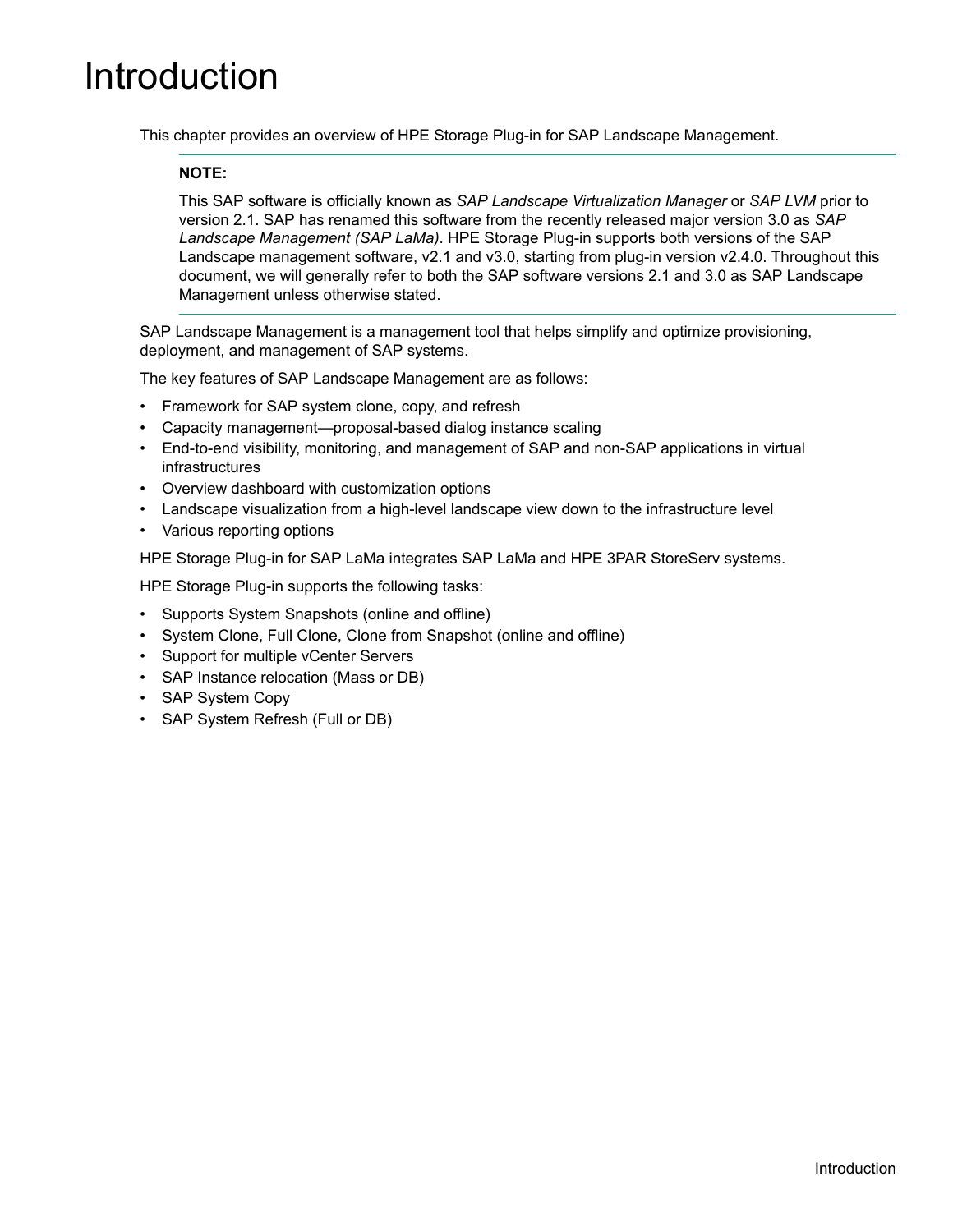# Introduction

This chapter provides an overview of HPE Storage Plug-in for SAP Landscape Management.

> **NOTE:**
>
> This SAP software is officially known as *SAP Landscape Virtualization Manager* or *SAP LVM* prior to version 2.1. SAP has renamed this software from the recently released major version 3.0 as *SAP Landscape Management (SAP LaMa)*. HPE Storage Plug-in supports both versions of the SAP Landscape management software, v2.1 and v3.0, starting from plug-in version v2.4.0. Throughout this document, we will generally refer to both the SAP software versions 2.1 and 3.0 as SAP Landscape Management unless otherwise stated.

SAP Landscape Management is a management tool that helps simplify and optimize provisioning, deployment, and management of SAP systems.

The key features of SAP Landscape Management are as follows:

- Framework for SAP system clone, copy, and refresh
- Capacity management—proposal-based dialog instance scaling
- End-to-end visibility, monitoring, and management of SAP and non-SAP applications in virtual infrastructures
- Overview dashboard with customization options
- Landscape visualization from a high-level landscape view down to the infrastructure level
- Various reporting options

HPE Storage Plug-in for SAP LaMa integrates SAP LaMa and HPE 3PAR StoreServ systems.

HPE Storage Plug-in supports the following tasks:

- Supports System Snapshots (online and offline)
- System Clone, Full Clone, Clone from Snapshot (online and offline)
- Support for multiple vCenter Servers
- SAP Instance relocation (Mass or DB)
- SAP System Copy
- SAP System Refresh (Full or DB)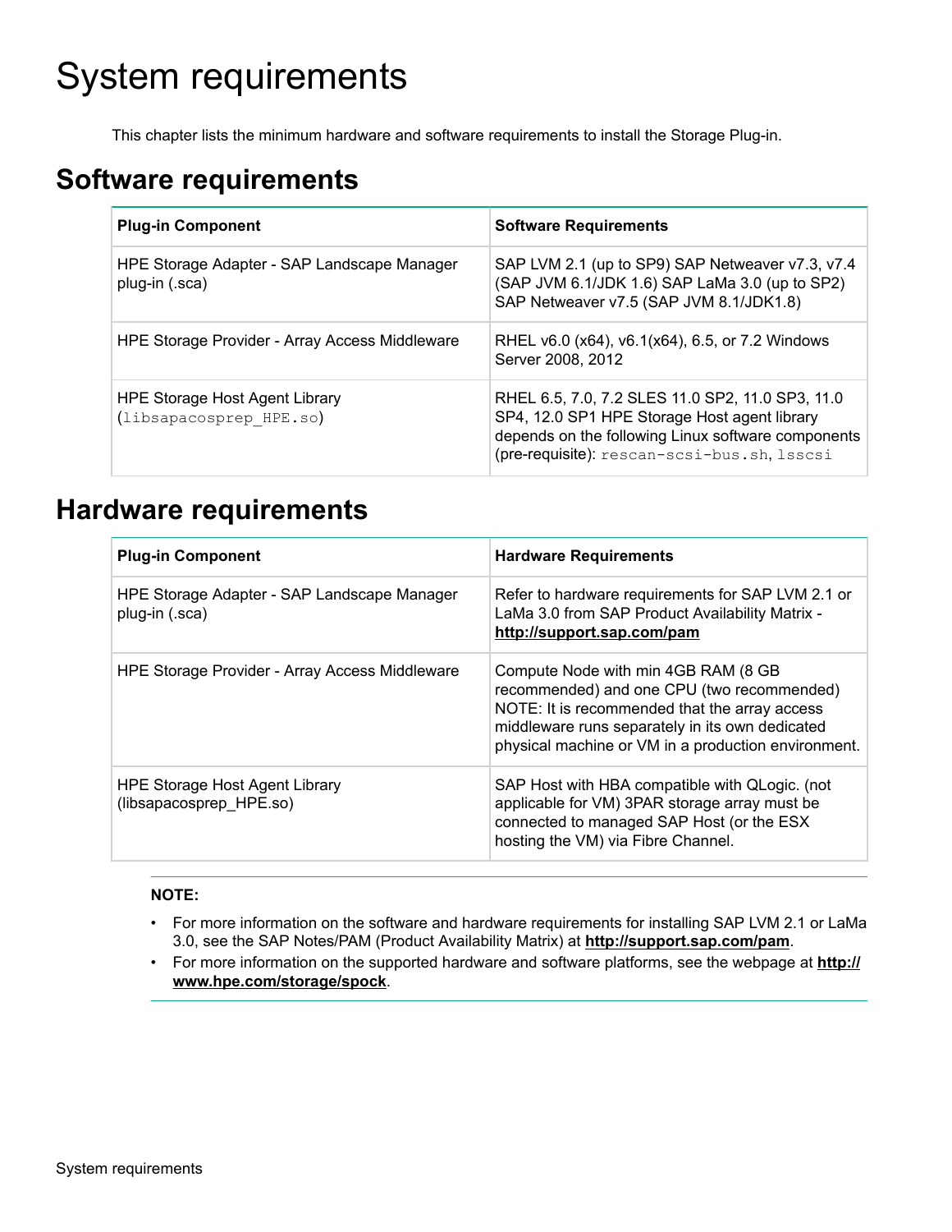# System requirements

This chapter lists the minimum hardware and software requirements to install the Storage Plug-in.

## Software requirements

| Plug-in Component | Software Requirements |
|---|---|
| HPE Storage Adapter - SAP Landscape Manager plug-in (.sca) | SAP LVM 2.1 (up to SP9) SAP Netweaver v7.3, v7.4 (SAP JVM 6.1/JDK 1.6) SAP LaMa 3.0 (up to SP2) SAP Netweaver v7.5 (SAP JVM 8.1/JDK1.8) |
| HPE Storage Provider - Array Access Middleware | RHEL v6.0 (x64), v6.1(x64), 6.5, or 7.2 Windows Server 2008, 2012 |
| HPE Storage Host Agent Library (`libsapacosprep_HPE.so`) | RHEL 6.5, 7.0, 7.2 SLES 11.0 SP2, 11.0 SP3, 11.0 SP4, 12.0 SP1 HPE Storage Host agent library depends on the following Linux software components (pre-requisite): `rescan-scsi-bus.sh`, `lsscsi` |

## Hardware requirements

| Plug-in Component | Hardware Requirements |
|---|---|
| HPE Storage Adapter - SAP Landscape Manager plug-in (.sca) | Refer to hardware requirements for SAP LVM 2.1 or LaMa 3.0 from SAP Product Availability Matrix - **http://support.sap.com/pam** |
| HPE Storage Provider - Array Access Middleware | Compute Node with min 4GB RAM (8 GB recommended) and one CPU (two recommended) NOTE: It is recommended that the array access middleware runs separately in its own dedicated physical machine or VM in a production environment. |
| HPE Storage Host Agent Library (libsapacosprep_HPE.so) | SAP Host with HBA compatible with QLogic. (not applicable for VM) 3PAR storage array must be connected to managed SAP Host (or the ESX hosting the VM) via Fibre Channel. |

**NOTE:**

- For more information on the software and hardware requirements for installing SAP LVM 2.1 or LaMa 3.0, see the SAP Notes/PAM (Product Availability Matrix) at **http://support.sap.com/pam**.
- For more information on the supported hardware and software platforms, see the webpage at **http://www.hpe.com/storage/spock**.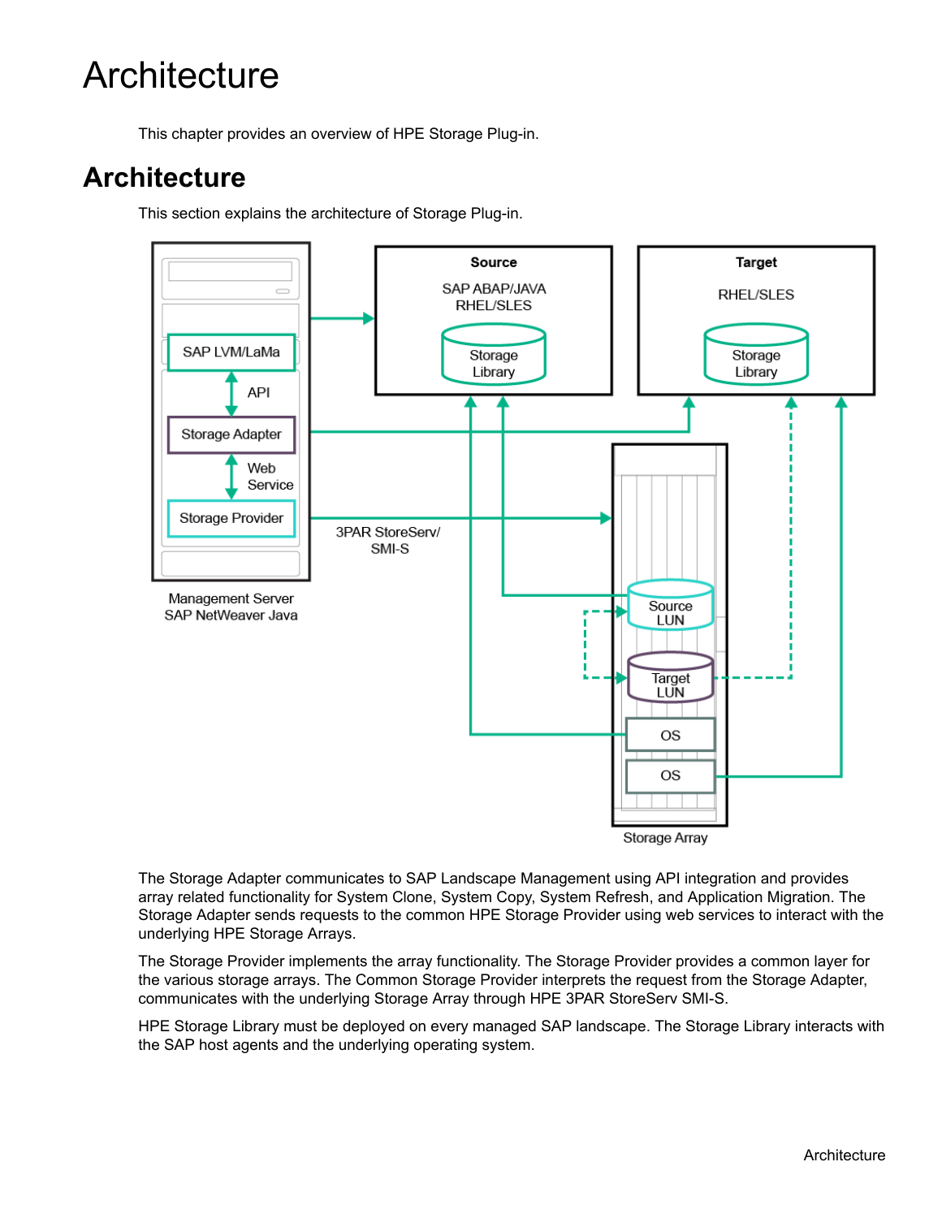# Architecture

This chapter provides an overview of HPE Storage Plug-in.

## Architecture

This section explains the architecture of Storage Plug-in.

The Storage Adapter communicates to SAP Landscape Management using API integration and provides array related functionality for System Clone, System Copy, System Refresh, and Application Migration. The Storage Adapter sends requests to the common HPE Storage Provider using web services to interact with the underlying HPE Storage Arrays.

The Storage Provider implements the array functionality. The Storage Provider provides a common layer for the various storage arrays. The Common Storage Provider interprets the request from the Storage Adapter, communicates with the underlying Storage Array through HPE 3PAR StoreServ SMI-S.

HPE Storage Library must be deployed on every managed SAP landscape. The Storage Library interacts with the SAP host agents and the underlying operating system.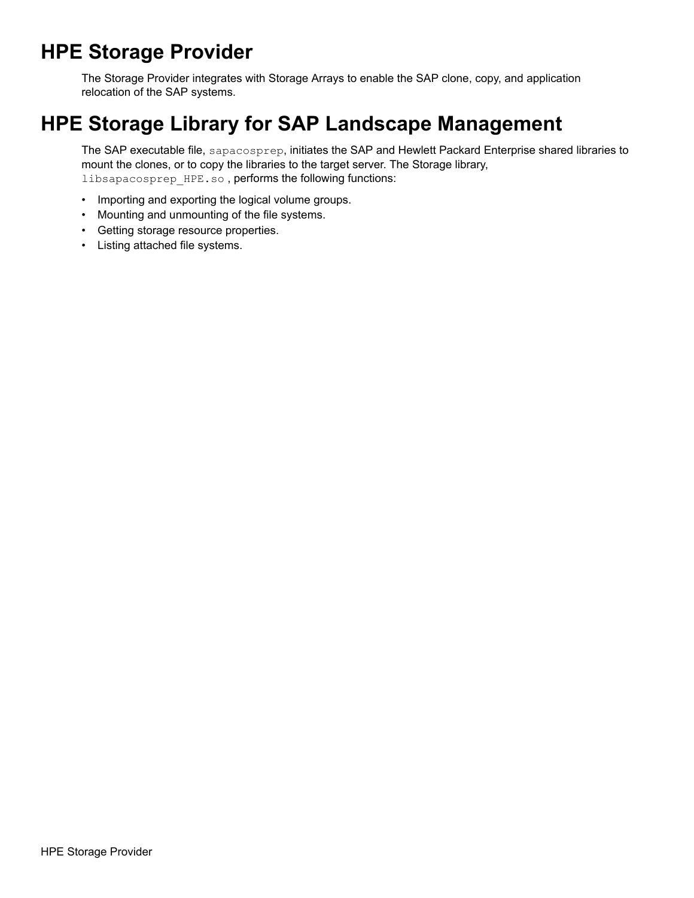# HPE Storage Provider

The Storage Provider integrates with Storage Arrays to enable the SAP clone, copy, and application relocation of the SAP systems.

# HPE Storage Library for SAP Landscape Management

The SAP executable file, `sapacosprep`, initiates the SAP and Hewlett Packard Enterprise shared libraries to mount the clones, or to copy the libraries to the target server. The Storage library, `libsapacosprep_HPE.so` , performs the following functions:

- Importing and exporting the logical volume groups.
- Mounting and unmounting of the file systems.
- Getting storage resource properties.
- Listing attached file systems.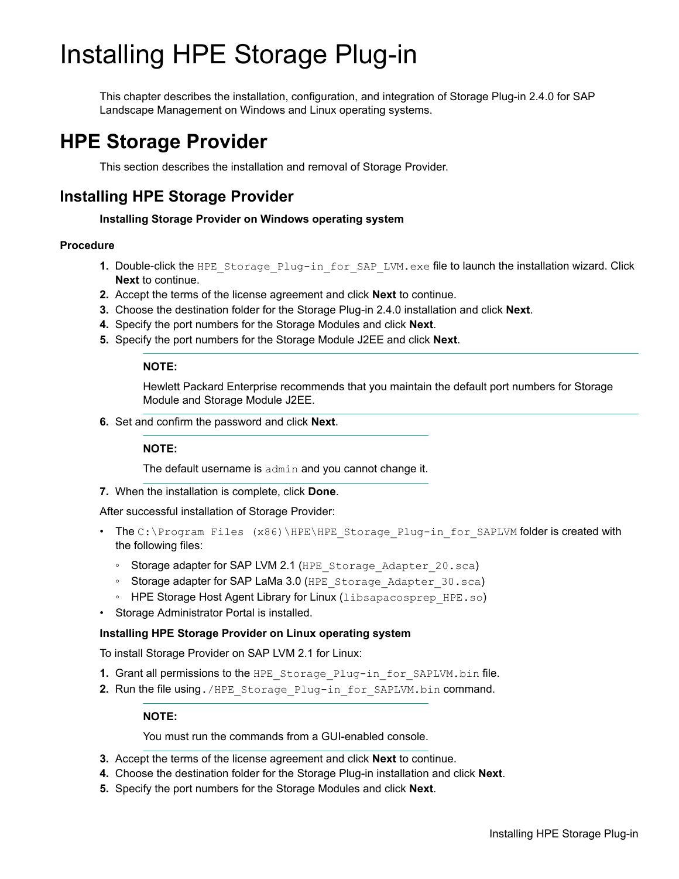# Installing HPE Storage Plug-in

This chapter describes the installation, configuration, and integration of Storage Plug-in 2.4.0 for SAP Landscape Management on Windows and Linux operating systems.

# HPE Storage Provider

This section describes the installation and removal of Storage Provider.

## Installing HPE Storage Provider

**Installing Storage Provider on Windows operating system**

### Procedure

1. Double-click the `HPE_Storage_Plug-in_for_SAP_LVM.exe` file to launch the installation wizard. Click **Next** to continue.
2. Accept the terms of the license agreement and click **Next** to continue.
3. Choose the destination folder for the Storage Plug-in 2.4.0 installation and click **Next**.
4. Specify the port numbers for the Storage Modules and click **Next**.
5. Specify the port numbers for the Storage Module J2EE and click **Next**.

   **NOTE:**

   Hewlett Packard Enterprise recommends that you maintain the default port numbers for Storage Module and Storage Module J2EE.

6. Set and confirm the password and click **Next**.

   **NOTE:**

   The default username is `admin` and you cannot change it.

7. When the installation is complete, click **Done**.

After successful installation of Storage Provider:

- The `C:\Program Files (x86)\HPE\HPE_Storage_Plug-in_for_SAPLVM` folder is created with the following files:
  - Storage adapter for SAP LVM 2.1 (`HPE_Storage_Adapter_20.sca`)
  - Storage adapter for SAP LaMa 3.0 (`HPE_Storage_Adapter_30.sca`)
  - HPE Storage Host Agent Library for Linux (`libsapacosprep_HPE.so`)
- Storage Administrator Portal is installed.

**Installing HPE Storage Provider on Linux operating system**

To install Storage Provider on SAP LVM 2.1 for Linux:

1. Grant all permissions to the `HPE_Storage_Plug-in_for_SAPLVM.bin` file.
2. Run the file using `./HPE_Storage_Plug-in_for_SAPLVM.bin` command.

   **NOTE:**

   You must run the commands from a GUI-enabled console.

3. Accept the terms of the license agreement and click **Next** to continue.
4. Choose the destination folder for the Storage Plug-in installation and click **Next**.
5. Specify the port numbers for the Storage Modules and click **Next**.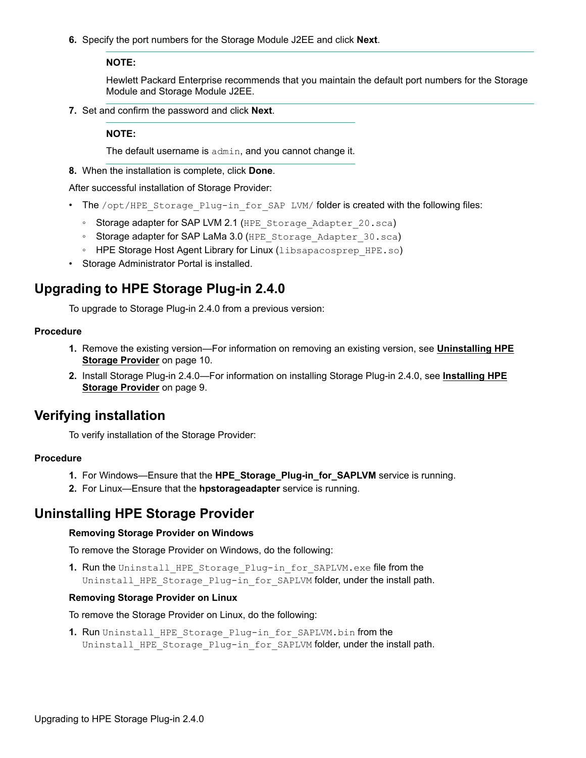6. Specify the port numbers for the Storage Module J2EE and click **Next**.

   **NOTE:**

   Hewlett Packard Enterprise recommends that you maintain the default port numbers for the Storage Module and Storage Module J2EE.

7. Set and confirm the password and click **Next**.

   **NOTE:**

   The default username is `admin`, and you cannot change it.

8. When the installation is complete, click **Done**.

After successful installation of Storage Provider:

- The `/opt/HPE_Storage_Plug-in_for_SAP LVM/` folder is created with the following files:
  - Storage adapter for SAP LVM 2.1 (`HPE_Storage_Adapter_20.sca`)
  - Storage adapter for SAP LaMa 3.0 (`HPE_Storage_Adapter_30.sca`)
  - HPE Storage Host Agent Library for Linux (`libsapacosprep_HPE.so`)
- Storage Administrator Portal is installed.

## Upgrading to HPE Storage Plug-in 2.4.0

To upgrade to Storage Plug-in 2.4.0 from a previous version:

#### Procedure

1. Remove the existing version—For information on removing an existing version, see **Uninstalling HPE Storage Provider** on page 10.
2. Install Storage Plug-in 2.4.0—For information on installing Storage Plug-in 2.4.0, see **Installing HPE Storage Provider** on page 9.

## Verifying installation

To verify installation of the Storage Provider:

#### Procedure

1. For Windows—Ensure that the **HPE_Storage_Plug-in_for_SAPLVM** service is running.
2. For Linux—Ensure that the **hpstorageadapter** service is running.

## Uninstalling HPE Storage Provider

#### Removing Storage Provider on Windows

To remove the Storage Provider on Windows, do the following:

1. Run the `Uninstall_HPE_Storage_Plug-in_for_SAPLVM.exe` file from the `Uninstall_HPE_Storage_Plug-in_for_SAPLVM` folder, under the install path.

#### Removing Storage Provider on Linux

To remove the Storage Provider on Linux, do the following:

1. Run `Uninstall_HPE_Storage_Plug-in_for_SAPLVM.bin` from the `Uninstall_HPE_Storage_Plug-in_for_SAPLVM` folder, under the install path.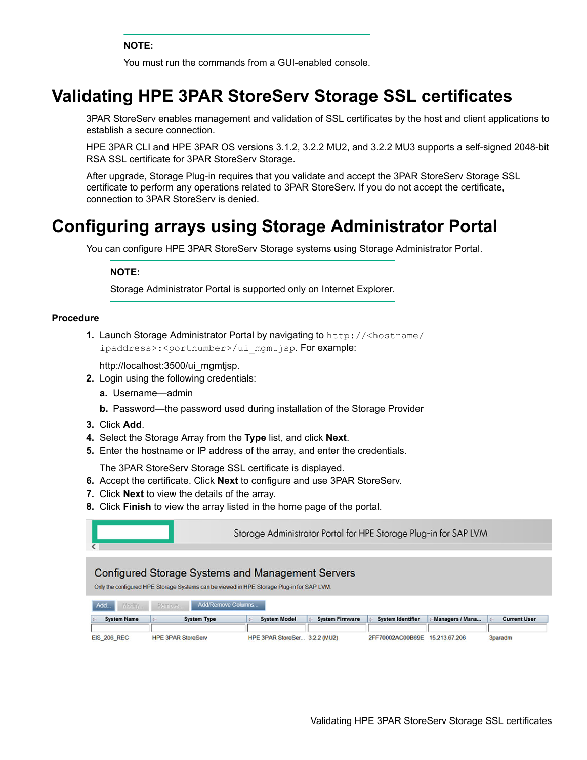**NOTE:**

You must run the commands from a GUI-enabled console.

# Validating HPE 3PAR StoreServ Storage SSL certificates

3PAR StoreServ enables management and validation of SSL certificates by the host and client applications to establish a secure connection.

HPE 3PAR CLI and HPE 3PAR OS versions 3.1.2, 3.2.2 MU2, and 3.2.2 MU3 supports a self-signed 2048-bit RSA SSL certificate for 3PAR StoreServ Storage.

After upgrade, Storage Plug-in requires that you validate and accept the 3PAR StoreServ Storage SSL certificate to perform any operations related to 3PAR StoreServ. If you do not accept the certificate, connection to 3PAR StoreServ is denied.

# Configuring arrays using Storage Administrator Portal

You can configure HPE 3PAR StoreServ Storage systems using Storage Administrator Portal.

**NOTE:**

Storage Administrator Portal is supported only on Internet Explorer.

**Procedure**

1. Launch Storage Administrator Portal by navigating to `http://<hostname/ipaddress>:<portnumber>/ui_mgmtjsp`. For example:

   http://localhost:3500/ui_mgmtjsp.
2. Login using the following credentials:
   a. Username—admin
   b. Password—the password used during installation of the Storage Provider
3. Click **Add**.
4. Select the Storage Array from the **Type** list, and click **Next**.
5. Enter the hostname or IP address of the array, and enter the credentials.

   The 3PAR StoreServ Storage SSL certificate is displayed.
6. Accept the certificate. Click **Next** to configure and use 3PAR StoreServ.
7. Click **Next** to view the details of the array.
8. Click **Finish** to view the array listed in the home page of the portal.

Storage Administrator Portal for HPE Storage Plug-in for SAP LVM

Configured Storage Systems and Management Servers

Only the configured HPE Storage Systems can be viewed in HPE Storage Plug-in for SAP LVM.

Add... | Modify... | Remove | Add/Remove Columns...

| System Name | System Type | System Model | System Firmware | System Identifier | Managers / Mana... | Current User |
|---|---|---|---|---|---|---|
| EIS_206_REC | HPE 3PAR StoreServ | HPE 3PAR StoreSer... | 3.2.2 (MU2) | 2FF70002AC00B69E | 15.213.67.206 | 3paradm |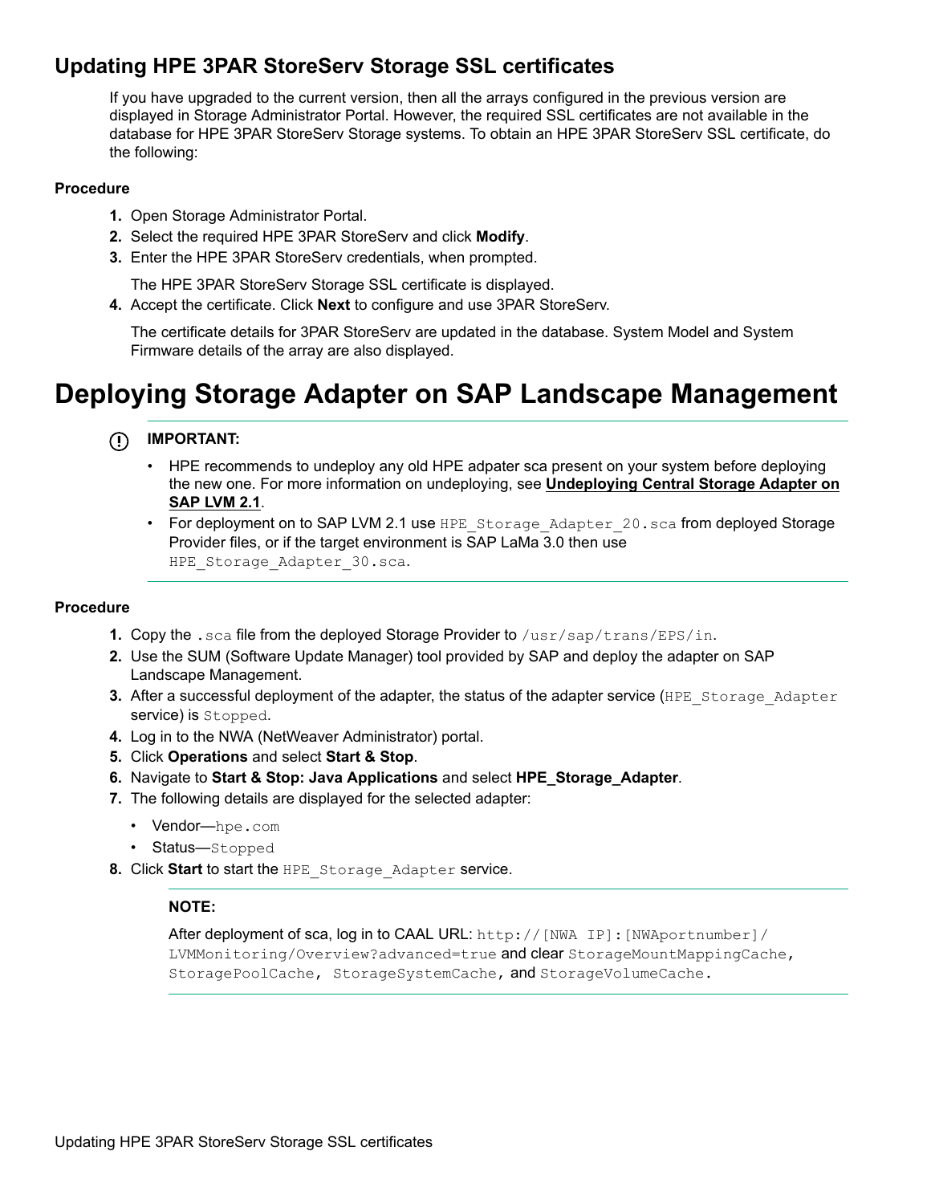## Updating HPE 3PAR StoreServ Storage SSL certificates

If you have upgraded to the current version, then all the arrays configured in the previous version are displayed in Storage Administrator Portal. However, the required SSL certificates are not available in the database for HPE 3PAR StoreServ Storage systems. To obtain an HPE 3PAR StoreServ SSL certificate, do the following:

**Procedure**

1. Open Storage Administrator Portal.
2. Select the required HPE 3PAR StoreServ and click **Modify**.
3. Enter the HPE 3PAR StoreServ credentials, when prompted.

   The HPE 3PAR StoreServ Storage SSL certificate is displayed.
4. Accept the certificate. Click **Next** to configure and use 3PAR StoreServ.

   The certificate details for 3PAR StoreServ are updated in the database. System Model and System Firmware details of the array are also displayed.

# Deploying Storage Adapter on SAP Landscape Management

**IMPORTANT:**

- HPE recommends to undeploy any old HPE adpater sca present on your system before deploying the new one. For more information on undeploying, see **Undeploying Central Storage Adapter on SAP LVM 2.1**.
- For deployment on to SAP LVM 2.1 use `HPE_Storage_Adapter_20.sca` from deployed Storage Provider files, or if the target environment is SAP LaMa 3.0 then use `HPE_Storage_Adapter_30.sca`.

**Procedure**

1. Copy the `.sca` file from the deployed Storage Provider to `/usr/sap/trans/EPS/in`.
2. Use the SUM (Software Update Manager) tool provided by SAP and deploy the adapter on SAP Landscape Management.
3. After a successful deployment of the adapter, the status of the adapter service (`HPE_Storage_Adapter` service) is `Stopped`.
4. Log in to the NWA (NetWeaver Administrator) portal.
5. Click **Operations** and select **Start & Stop**.
6. Navigate to **Start & Stop: Java Applications** and select **HPE_Storage_Adapter**.
7. The following details are displayed for the selected adapter:
   - Vendor—`hpe.com`
   - Status—`Stopped`
8. Click **Start** to start the `HPE_Storage_Adapter` service.

   **NOTE:**

   After deployment of sca, log in to CAAL URL: `http://[NWA IP]:[NWAportnumber]/LVMMonitoring/Overview?advanced=true` and clear `StorageMountMappingCache`, `StoragePoolCache`, `StorageSystemCache`, and `StorageVolumeCache`.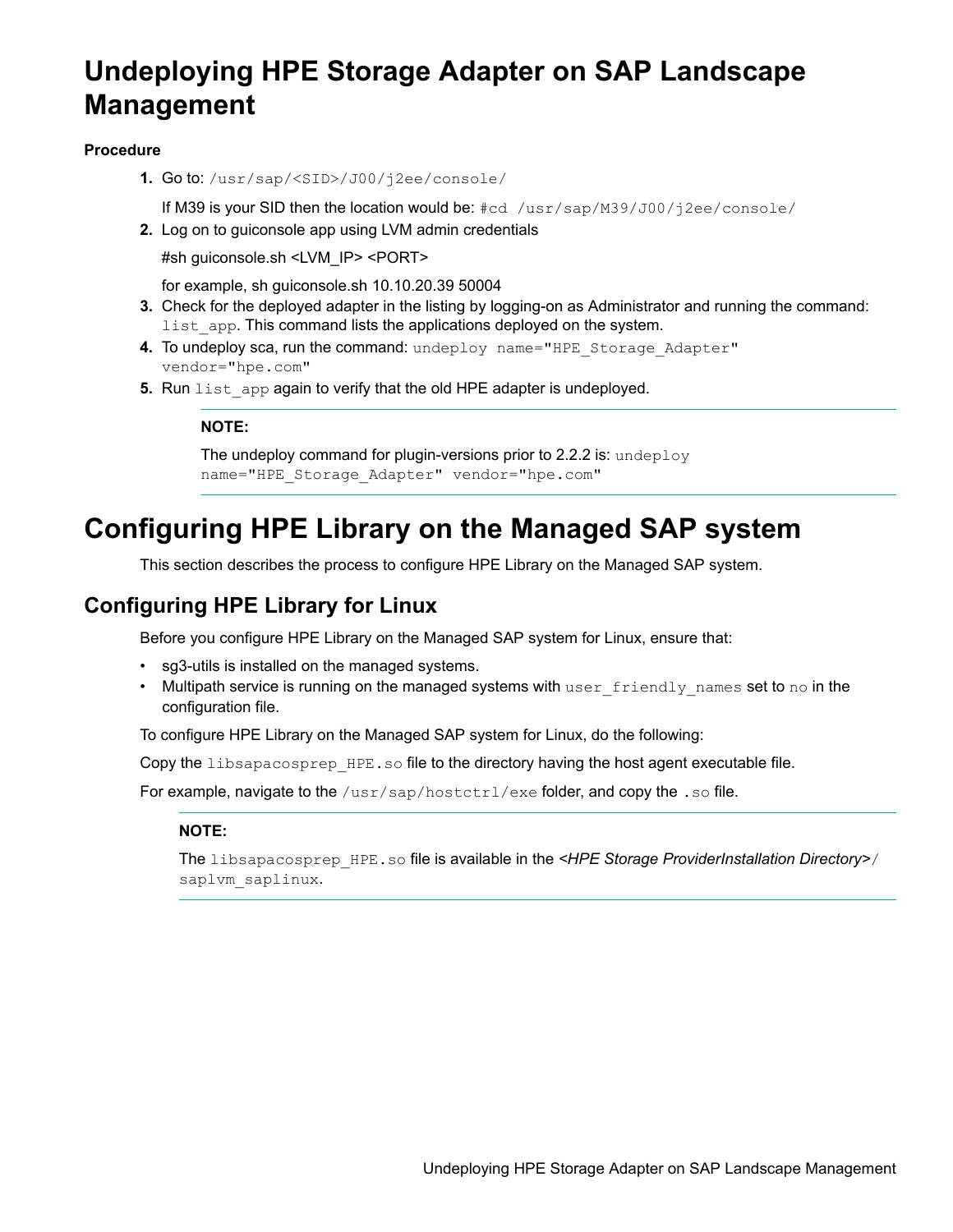# Undeploying HPE Storage Adapter on SAP Landscape Management

**Procedure**

1. Go to: `/usr/sap/<SID>/J00/j2ee/console/`

   If M39 is your SID then the location would be: `#cd /usr/sap/M39/J00/j2ee/console/`
2. Log on to guiconsole app using LVM admin credentials

   #sh guiconsole.sh <LVM_IP> <PORT>

   for example, sh guiconsole.sh 10.10.20.39 50004
3. Check for the deployed adapter in the listing by logging-on as Administrator and running the command: `list_app`. This command lists the applications deployed on the system.
4. To undeploy sca, run the command: `undeploy name="HPE_Storage_Adapter" vendor="hpe.com"`
5. Run `list_app` again to verify that the old HPE adapter is undeployed.

   **NOTE:**

   The undeploy command for plugin-versions prior to 2.2.2 is: `undeploy name="HPE_Storage_Adapter" vendor="hpe.com"`

# Configuring HPE Library on the Managed SAP system

This section describes the process to configure HPE Library on the Managed SAP system.

## Configuring HPE Library for Linux

Before you configure HPE Library on the Managed SAP system for Linux, ensure that:

- sg3-utils is installed on the managed systems.
- Multipath service is running on the managed systems with `user_friendly_names` set to `no` in the configuration file.

To configure HPE Library on the Managed SAP system for Linux, do the following:

Copy the `libsapacosprep_HPE.so` file to the directory having the host agent executable file.

For example, navigate to the `/usr/sap/hostctrl/exe` folder, and copy the `.so` file.

> **NOTE:**
>
> The `libsapacosprep_HPE.so` file is available in the *<HPE Storage ProviderInstallation Directory>*`/saplvm_saplinux`.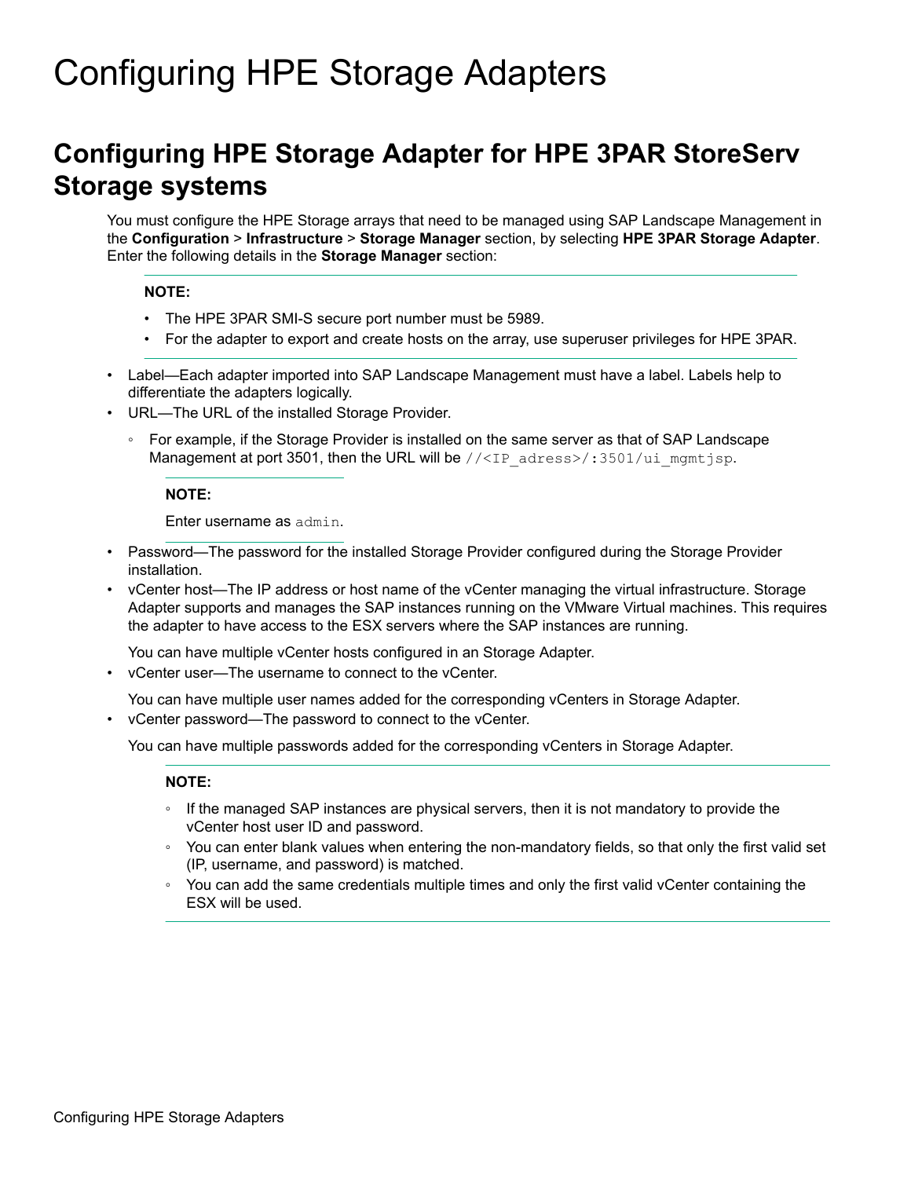# Configuring HPE Storage Adapters

## Configuring HPE Storage Adapter for HPE 3PAR StoreServ Storage systems

You must configure the HPE Storage arrays that need to be managed using SAP Landscape Management in the **Configuration** > **Infrastructure** > **Storage Manager** section, by selecting **HPE 3PAR Storage Adapter**. Enter the following details in the **Storage Manager** section:

> **NOTE:**
>
> - The HPE 3PAR SMI-S secure port number must be 5989.
> - For the adapter to export and create hosts on the array, use superuser privileges for HPE 3PAR.

- Label—Each adapter imported into SAP Landscape Management must have a label. Labels help to differentiate the adapters logically.
- URL—The URL of the installed Storage Provider.
  - For example, if the Storage Provider is installed on the same server as that of SAP Landscape Management at port 3501, then the URL will be `//<IP_adress>/:3501/ui_mgmtjsp`.

  > **NOTE:**
  >
  > Enter username as `admin`.

- Password—The password for the installed Storage Provider configured during the Storage Provider installation.
- vCenter host—The IP address or host name of the vCenter managing the virtual infrastructure. Storage Adapter supports and manages the SAP instances running on the VMware Virtual machines. This requires the adapter to have access to the ESX servers where the SAP instances are running.

  You can have multiple vCenter hosts configured in an Storage Adapter.
- vCenter user—The username to connect to the vCenter.

  You can have multiple user names added for the corresponding vCenters in Storage Adapter.
- vCenter password—The password to connect to the vCenter.

  You can have multiple passwords added for the corresponding vCenters in Storage Adapter.

  > **NOTE:**
  >
  > - If the managed SAP instances are physical servers, then it is not mandatory to provide the vCenter host user ID and password.
  > - You can enter blank values when entering the non-mandatory fields, so that only the first valid set (IP, username, and password) is matched.
  > - You can add the same credentials multiple times and only the first valid vCenter containing the ESX will be used.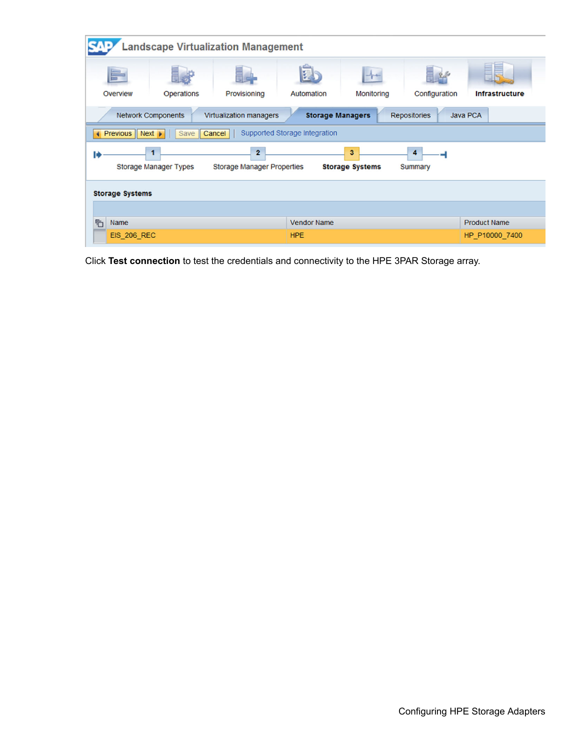Click **Test connection** to test the credentials and connectivity to the HPE 3PAR Storage array.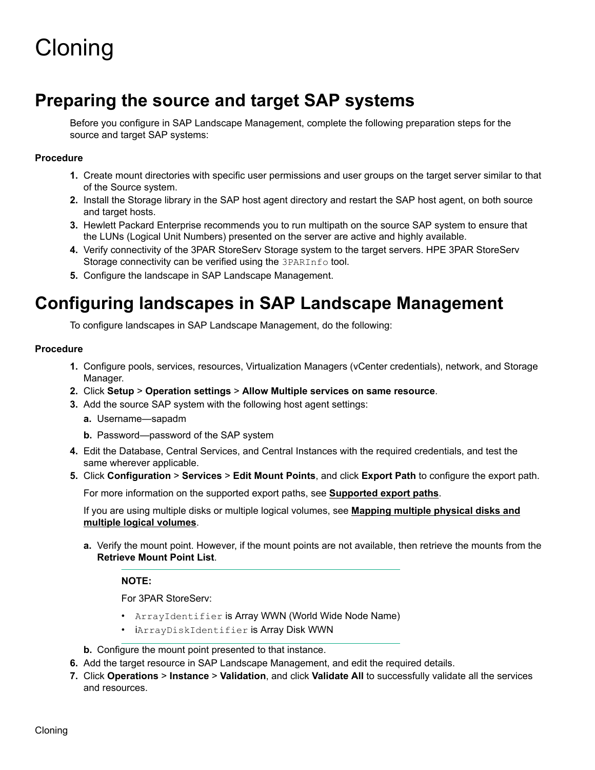# Cloning

## Preparing the source and target SAP systems

Before you configure in SAP Landscape Management, complete the following preparation steps for the source and target SAP systems:

**Procedure**

1. Create mount directories with specific user permissions and user groups on the target server similar to that of the Source system.
2. Install the Storage library in the SAP host agent directory and restart the SAP host agent, on both source and target hosts.
3. Hewlett Packard Enterprise recommends you to run multipath on the source SAP system to ensure that the LUNs (Logical Unit Numbers) presented on the server are active and highly available.
4. Verify connectivity of the 3PAR StoreServ Storage system to the target servers. HPE 3PAR StoreServ Storage connectivity can be verified using the `3PARInfo` tool.
5. Configure the landscape in SAP Landscape Management.

## Configuring landscapes in SAP Landscape Management

To configure landscapes in SAP Landscape Management, do the following:

**Procedure**

1. Configure pools, services, resources, Virtualization Managers (vCenter credentials), network, and Storage Manager.
2. Click **Setup** > **Operation settings** > **Allow Multiple services on same resource**.
3. Add the source SAP system with the following host agent settings:
   a. Username—sapadm
   b. Password—password of the SAP system
4. Edit the Database, Central Services, and Central Instances with the required credentials, and test the same wherever applicable.
5. Click **Configuration** > **Services** > **Edit Mount Points**, and click **Export Path** to configure the export path.

   For more information on the supported export paths, see **Supported export paths**.

   If you are using multiple disks or multiple logical volumes, see **Mapping multiple physical disks and multiple logical volumes**.

   a. Verify the mount point. However, if the mount points are not available, then retrieve the mounts from the **Retrieve Mount Point List**.

      **NOTE:**

      For 3PAR StoreServ:

      - `ArrayIdentifier` is Array WWN (World Wide Node Name)
      - i`ArrayDiskIdentifier` is Array Disk WWN

   b. Configure the mount point presented to that instance.
6. Add the target resource in SAP Landscape Management, and edit the required details.
7. Click **Operations** > **Instance** > **Validation**, and click **Validate All** to successfully validate all the services and resources.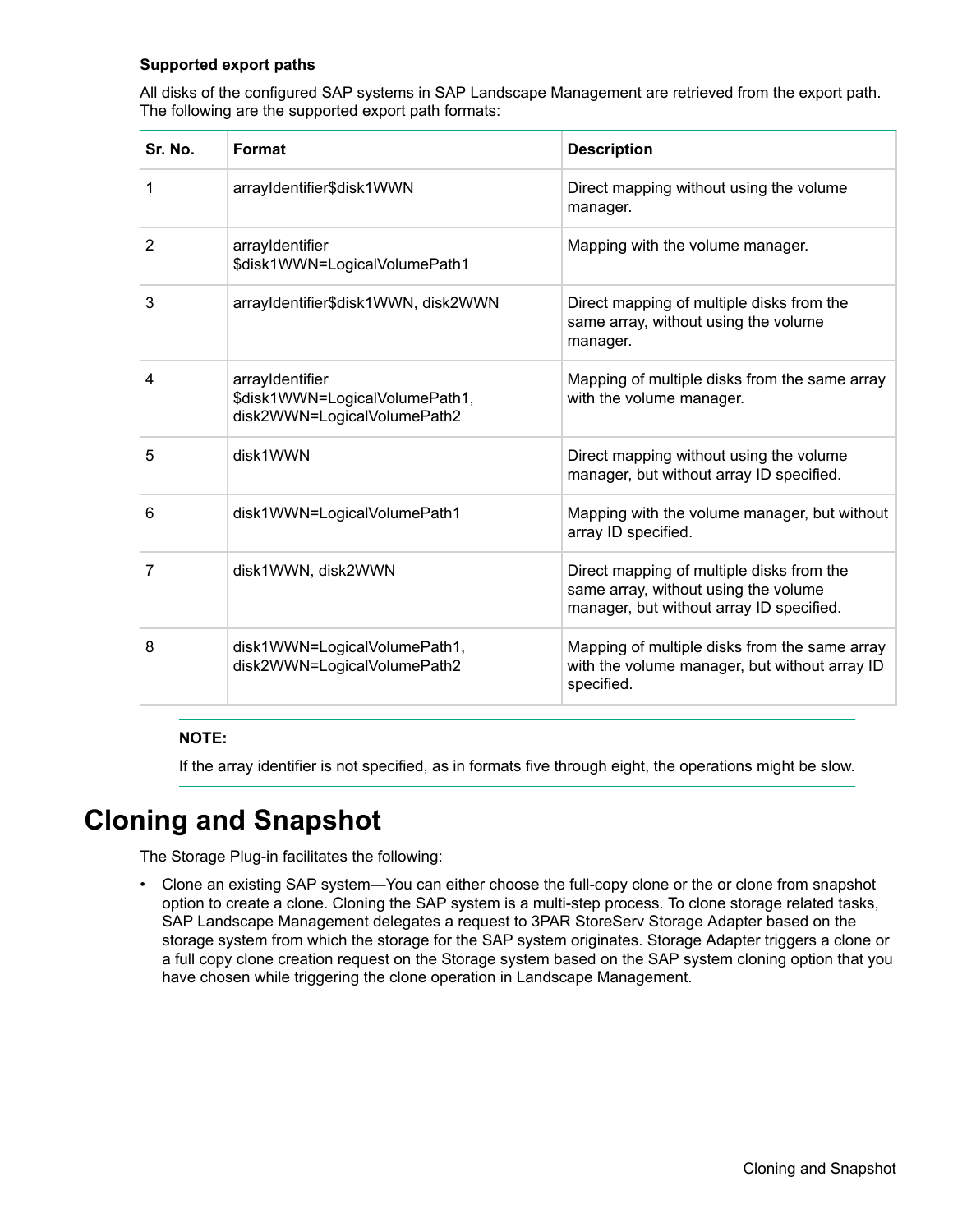**Supported export paths**

All disks of the configured SAP systems in SAP Landscape Management are retrieved from the export path. The following are the supported export path formats:

| Sr. No. | Format | Description |
|---|---|---|
| 1 | arrayIdentifier$disk1WWN | Direct mapping without using the volume manager. |
| 2 | arrayIdentifier $disk1WWN=LogicalVolumePath1 | Mapping with the volume manager. |
| 3 | arrayIdentifier$disk1WWN, disk2WWN | Direct mapping of multiple disks from the same array, without using the volume manager. |
| 4 | arrayIdentifier $disk1WWN=LogicalVolumePath1, disk2WWN=LogicalVolumePath2 | Mapping of multiple disks from the same array with the volume manager. |
| 5 | disk1WWN | Direct mapping without using the volume manager, but without array ID specified. |
| 6 | disk1WWN=LogicalVolumePath1 | Mapping with the volume manager, but without array ID specified. |
| 7 | disk1WWN, disk2WWN | Direct mapping of multiple disks from the same array, without using the volume manager, but without array ID specified. |
| 8 | disk1WWN=LogicalVolumePath1, disk2WWN=LogicalVolumePath2 | Mapping of multiple disks from the same array with the volume manager, but without array ID specified. |

**NOTE:**

If the array identifier is not specified, as in formats five through eight, the operations might be slow.

# Cloning and Snapshot

The Storage Plug-in facilitates the following:

- Clone an existing SAP system—You can either choose the full-copy clone or the or clone from snapshot option to create a clone. Cloning the SAP system is a multi-step process. To clone storage related tasks, SAP Landscape Management delegates a request to 3PAR StoreServ Storage Adapter based on the storage system from which the storage for the SAP system originates. Storage Adapter triggers a clone or a full copy clone creation request on the Storage system based on the SAP system cloning option that you have chosen while triggering the clone operation in Landscape Management.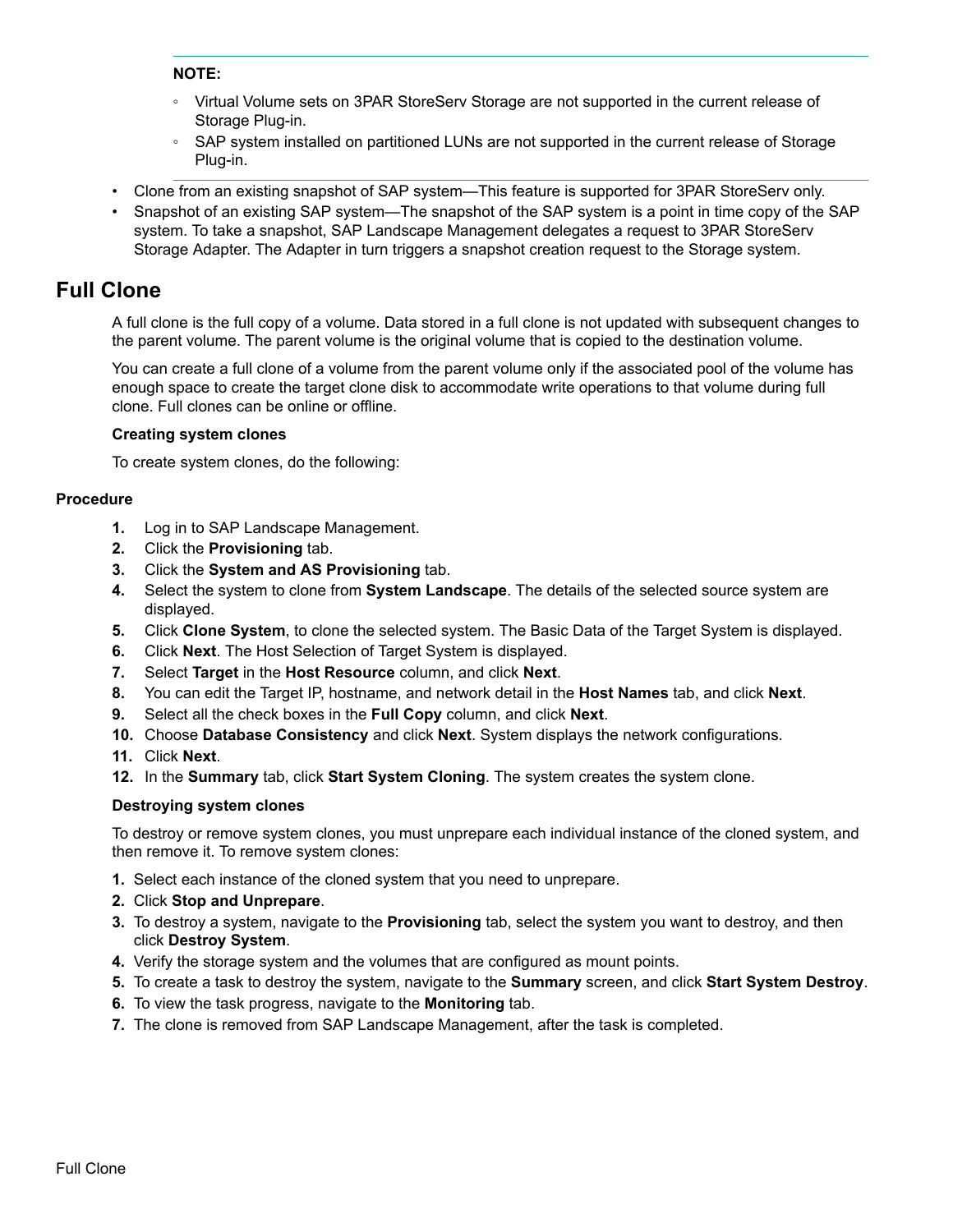**NOTE:**

- Virtual Volume sets on 3PAR StoreServ Storage are not supported in the current release of Storage Plug-in.
- SAP system installed on partitioned LUNs are not supported in the current release of Storage Plug-in.

- Clone from an existing snapshot of SAP system—This feature is supported for 3PAR StoreServ only.
- Snapshot of an existing SAP system—The snapshot of the SAP system is a point in time copy of the SAP system. To take a snapshot, SAP Landscape Management delegates a request to 3PAR StoreServ Storage Adapter. The Adapter in turn triggers a snapshot creation request to the Storage system.

## Full Clone

A full clone is the full copy of a volume. Data stored in a full clone is not updated with subsequent changes to the parent volume. The parent volume is the original volume that is copied to the destination volume.

You can create a full clone of a volume from the parent volume only if the associated pool of the volume has enough space to create the target clone disk to accommodate write operations to that volume during full clone. Full clones can be online or offline.

**Creating system clones**

To create system clones, do the following:

**Procedure**

1. Log in to SAP Landscape Management.
2. Click the **Provisioning** tab.
3. Click the **System and AS Provisioning** tab.
4. Select the system to clone from **System Landscape**. The details of the selected source system are displayed.
5. Click **Clone System**, to clone the selected system. The Basic Data of the Target System is displayed.
6. Click **Next**. The Host Selection of Target System is displayed.
7. Select **Target** in the **Host Resource** column, and click **Next**.
8. You can edit the Target IP, hostname, and network detail in the **Host Names** tab, and click **Next**.
9. Select all the check boxes in the **Full Copy** column, and click **Next**.
10. Choose **Database Consistency** and click **Next**. System displays the network configurations.
11. Click **Next**.
12. In the **Summary** tab, click **Start System Cloning**. The system creates the system clone.

**Destroying system clones**

To destroy or remove system clones, you must unprepare each individual instance of the cloned system, and then remove it. To remove system clones:

1. Select each instance of the cloned system that you need to unprepare.
2. Click **Stop and Unprepare**.
3. To destroy a system, navigate to the **Provisioning** tab, select the system you want to destroy, and then click **Destroy System**.
4. Verify the storage system and the volumes that are configured as mount points.
5. To create a task to destroy the system, navigate to the **Summary** screen, and click **Start System Destroy**.
6. To view the task progress, navigate to the **Monitoring** tab.
7. The clone is removed from SAP Landscape Management, after the task is completed.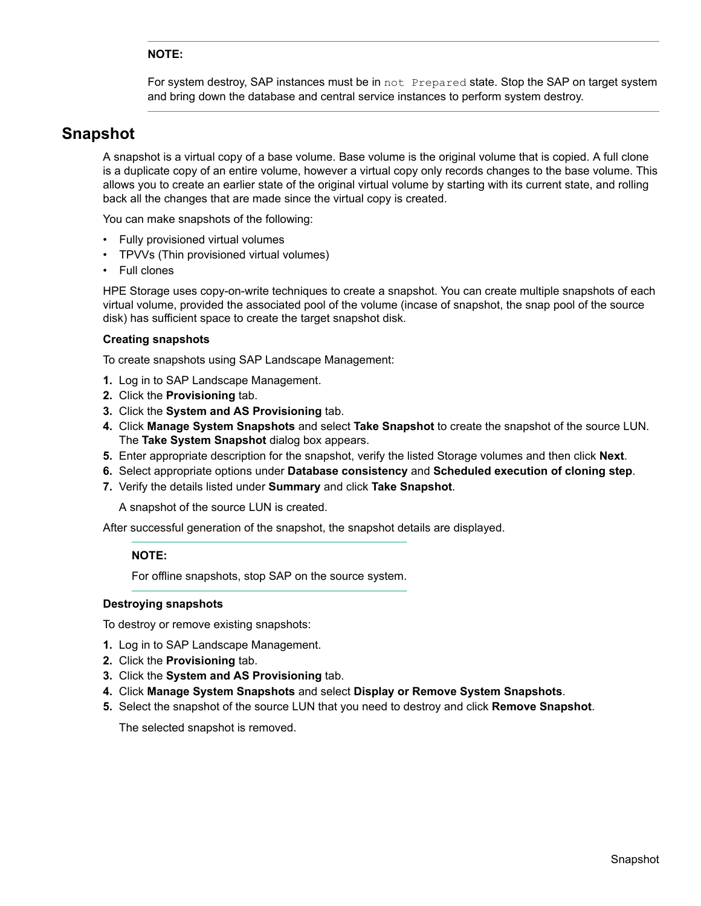> **NOTE:**
>
> For system destroy, SAP instances must be in `not Prepared` state. Stop the SAP on target system and bring down the database and central service instances to perform system destroy.

## Snapshot

A snapshot is a virtual copy of a base volume. Base volume is the original volume that is copied. A full clone is a duplicate copy of an entire volume, however a virtual copy only records changes to the base volume. This allows you to create an earlier state of the original virtual volume by starting with its current state, and rolling back all the changes that are made since the virtual copy is created.

You can make snapshots of the following:

- Fully provisioned virtual volumes
- TPVVs (Thin provisioned virtual volumes)
- Full clones

HPE Storage uses copy-on-write techniques to create a snapshot. You can create multiple snapshots of each virtual volume, provided the associated pool of the volume (incase of snapshot, the snap pool of the source disk) has sufficient space to create the target snapshot disk.

**Creating snapshots**

To create snapshots using SAP Landscape Management:

1. Log in to SAP Landscape Management.
2. Click the **Provisioning** tab.
3. Click the **System and AS Provisioning** tab.
4. Click **Manage System Snapshots** and select **Take Snapshot** to create the snapshot of the source LUN. The **Take System Snapshot** dialog box appears.
5. Enter appropriate description for the snapshot, verify the listed Storage volumes and then click **Next**.
6. Select appropriate options under **Database consistency** and **Scheduled execution of cloning step**.
7. Verify the details listed under **Summary** and click **Take Snapshot**.

   A snapshot of the source LUN is created.

After successful generation of the snapshot, the snapshot details are displayed.

> **NOTE:**
>
> For offline snapshots, stop SAP on the source system.

**Destroying snapshots**

To destroy or remove existing snapshots:

1. Log in to SAP Landscape Management.
2. Click the **Provisioning** tab.
3. Click the **System and AS Provisioning** tab.
4. Click **Manage System Snapshots** and select **Display or Remove System Snapshots**.
5. Select the snapshot of the source LUN that you need to destroy and click **Remove Snapshot**.

   The selected snapshot is removed.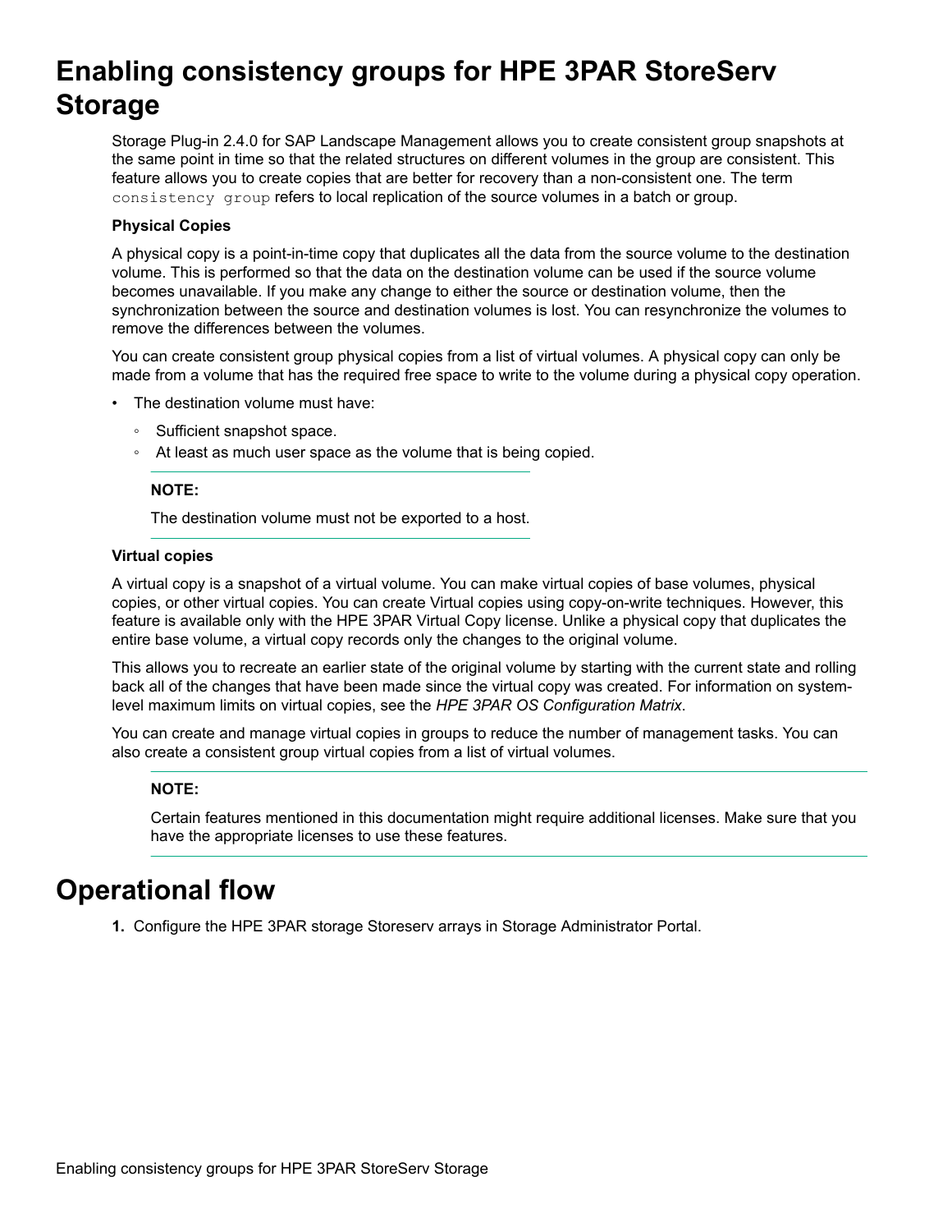# Enabling consistency groups for HPE 3PAR StoreServ Storage

Storage Plug-in 2.4.0 for SAP Landscape Management allows you to create consistent group snapshots at the same point in time so that the related structures on different volumes in the group are consistent. This feature allows you to create copies that are better for recovery than a non-consistent one. The term `consistency group` refers to local replication of the source volumes in a batch or group.

**Physical Copies**

A physical copy is a point-in-time copy that duplicates all the data from the source volume to the destination volume. This is performed so that the data on the destination volume can be used if the source volume becomes unavailable. If you make any change to either the source or destination volume, then the synchronization between the source and destination volumes is lost. You can resynchronize the volumes to remove the differences between the volumes.

You can create consistent group physical copies from a list of virtual volumes. A physical copy can only be made from a volume that has the required free space to write to the volume during a physical copy operation.

- The destination volume must have:
  - Sufficient snapshot space.
  - At least as much user space as the volume that is being copied.

**NOTE:**

The destination volume must not be exported to a host.

**Virtual copies**

A virtual copy is a snapshot of a virtual volume. You can make virtual copies of base volumes, physical copies, or other virtual copies. You can create Virtual copies using copy-on-write techniques. However, this feature is available only with the HPE 3PAR Virtual Copy license. Unlike a physical copy that duplicates the entire base volume, a virtual copy records only the changes to the original volume.

This allows you to recreate an earlier state of the original volume by starting with the current state and rolling back all of the changes that have been made since the virtual copy was created. For information on system-level maximum limits on virtual copies, see the *HPE 3PAR OS Configuration Matrix*.

You can create and manage virtual copies in groups to reduce the number of management tasks. You can also create a consistent group virtual copies from a list of virtual volumes.

**NOTE:**

Certain features mentioned in this documentation might require additional licenses. Make sure that you have the appropriate licenses to use these features.

# Operational flow

1. Configure the HPE 3PAR storage Storeserv arrays in Storage Administrator Portal.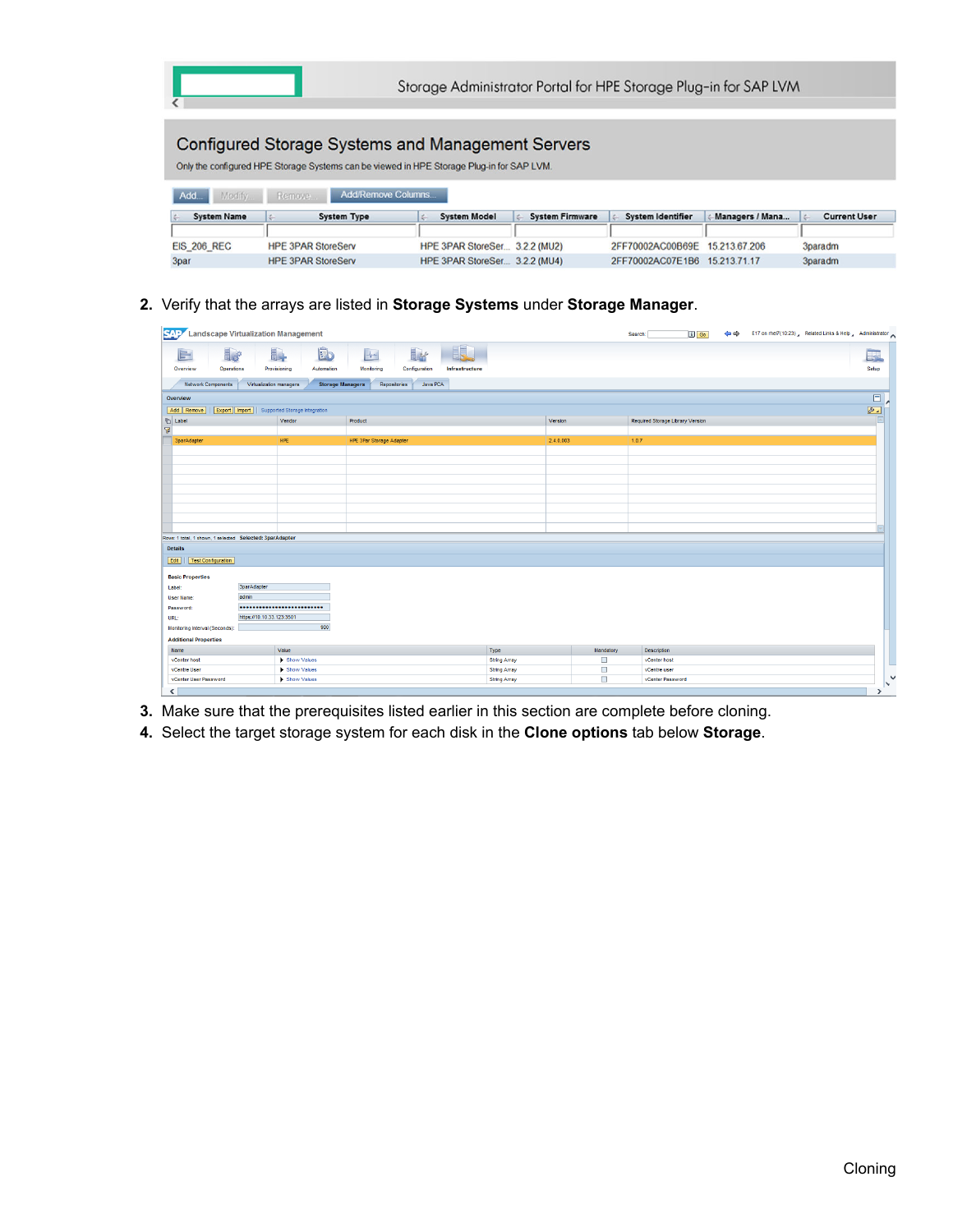Storage Administrator Portal for HPE Storage Plug-in for SAP LVM

## Configured Storage Systems and Management Servers

Only the configured HPE Storage Systems can be viewed in HPE Storage Plug-in for SAP LVM.

Add... | Modify | Remove... | Add/Remove Columns...

| System Name | System Type | System Model | System Firmware | System Identifier | Managers / Mana... | Current User |
|---|---|---|---|---|---|---|
| EIS_206_REC | HPE 3PAR StoreServ | HPE 3PAR StoreSer... | 3.2.2 (MU2) | 2FF70002AC00B69E | 15.213.67.206 | 3paradm |
| 3par | HPE 3PAR StoreServ | HPE 3PAR StoreSer... | 3.2.2 (MU4) | 2FF70002AC07E1B6 | 15.213.71.17 | 3paradm |

2. Verify that the arrays are listed in **Storage Systems** under **Storage Manager**.

3. Make sure that the prerequisites listed earlier in this section are complete before cloning.
4. Select the target storage system for each disk in the **Clone options** tab below **Storage**.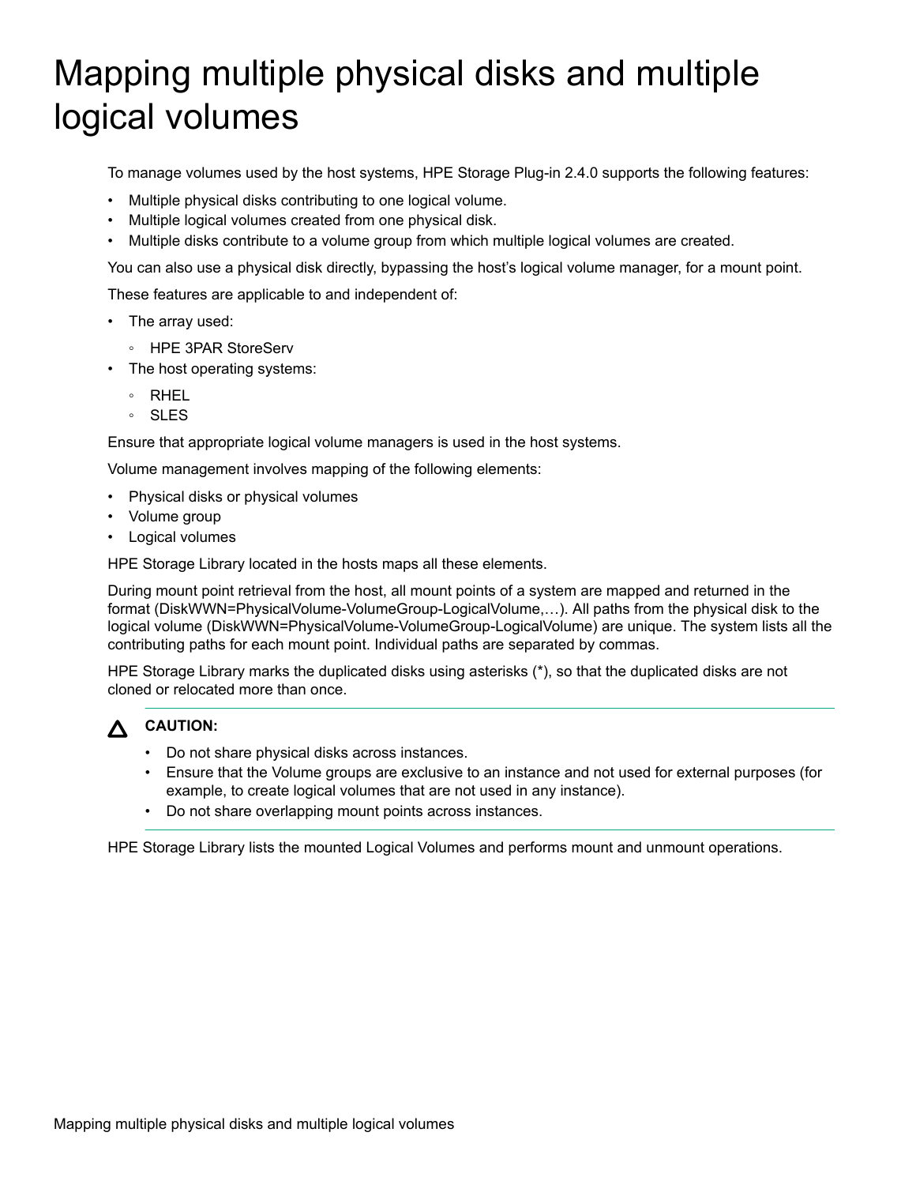# Mapping multiple physical disks and multiple logical volumes

To manage volumes used by the host systems, HPE Storage Plug-in 2.4.0 supports the following features:

- Multiple physical disks contributing to one logical volume.
- Multiple logical volumes created from one physical disk.
- Multiple disks contribute to a volume group from which multiple logical volumes are created.

You can also use a physical disk directly, bypassing the host's logical volume manager, for a mount point.

These features are applicable to and independent of:

- The array used:
  - HPE 3PAR StoreServ
- The host operating systems:
  - RHEL
  - SLES

Ensure that appropriate logical volume managers is used in the host systems.

Volume management involves mapping of the following elements:

- Physical disks or physical volumes
- Volume group
- Logical volumes

HPE Storage Library located in the hosts maps all these elements.

During mount point retrieval from the host, all mount points of a system are mapped and returned in the format (DiskWWN=PhysicalVolume-VolumeGroup-LogicalVolume,…). All paths from the physical disk to the logical volume (DiskWWN=PhysicalVolume-VolumeGroup-LogicalVolume) are unique. The system lists all the contributing paths for each mount point. Individual paths are separated by commas.

HPE Storage Library marks the duplicated disks using asterisks (*), so that the duplicated disks are not cloned or relocated more than once.

> **CAUTION:**
>
> - Do not share physical disks across instances.
> - Ensure that the Volume groups are exclusive to an instance and not used for external purposes (for example, to create logical volumes that are not used in any instance).
> - Do not share overlapping mount points across instances.

HPE Storage Library lists the mounted Logical Volumes and performs mount and unmount operations.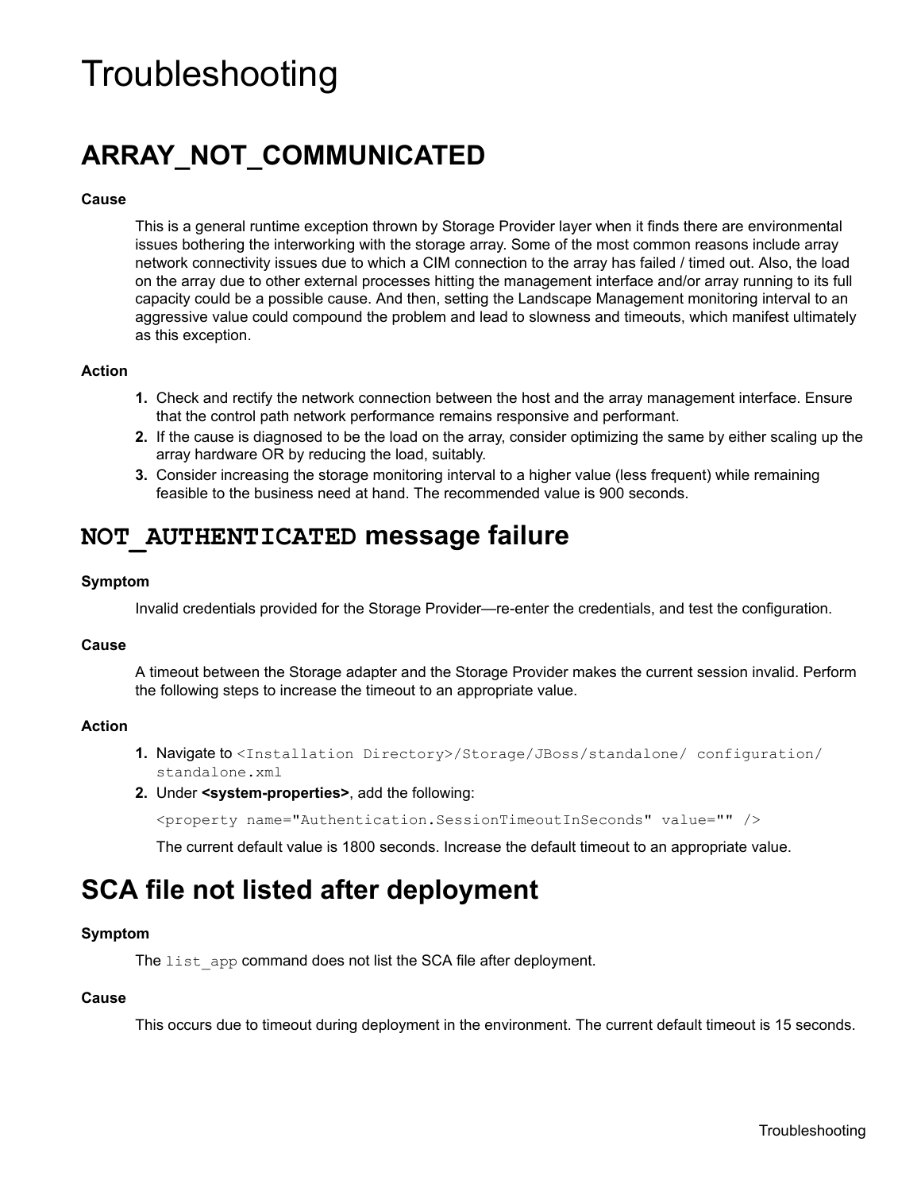# Troubleshooting

## ARRAY_NOT_COMMUNICATED

**Cause**

This is a general runtime exception thrown by Storage Provider layer when it finds there are environmental issues bothering the interworking with the storage array. Some of the most common reasons include array network connectivity issues due to which a CIM connection to the array has failed / timed out. Also, the load on the array due to other external processes hitting the management interface and/or array running to its full capacity could be a possible cause. And then, setting the Landscape Management monitoring interval to an aggressive value could compound the problem and lead to slowness and timeouts, which manifest ultimately as this exception.

**Action**

1. Check and rectify the network connection between the host and the array management interface. Ensure that the control path network performance remains responsive and performant.
2. If the cause is diagnosed to be the load on the array, consider optimizing the same by either scaling up the array hardware OR by reducing the load, suitably.
3. Consider increasing the storage monitoring interval to a higher value (less frequent) while remaining feasible to the business need at hand. The recommended value is 900 seconds.

## `NOT_AUTHENTICATED` message failure

**Symptom**

Invalid credentials provided for the Storage Provider—re-enter the credentials, and test the configuration.

**Cause**

A timeout between the Storage adapter and the Storage Provider makes the current session invalid. Perform the following steps to increase the timeout to an appropriate value.

**Action**

1. Navigate to `<Installation Directory>/Storage/JBoss/standalone/ configuration/ standalone.xml`
2. Under **<system-properties>**, add the following:

   ```
   <property name="Authentication.SessionTimeoutInSeconds" value="" />
   ```

   The current default value is 1800 seconds. Increase the default timeout to an appropriate value.

## SCA file not listed after deployment

**Symptom**

The `list_app` command does not list the SCA file after deployment.

**Cause**

This occurs due to timeout during deployment in the environment. The current default timeout is 15 seconds.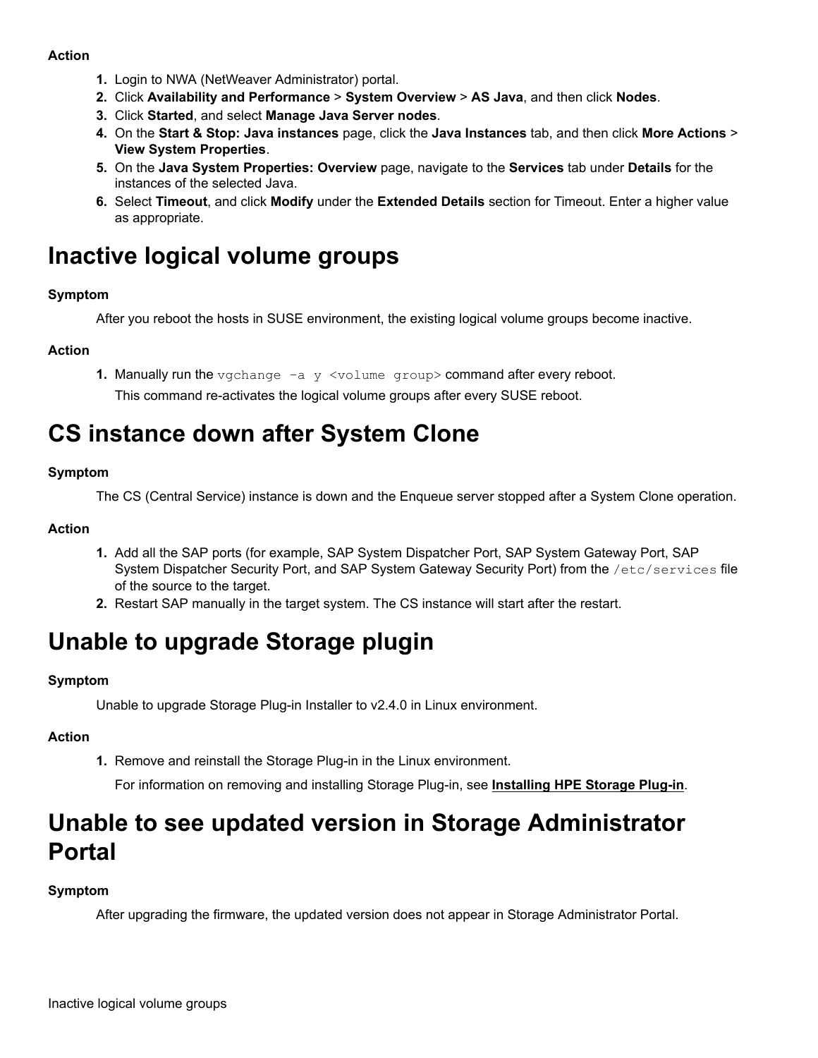**Action**

1. Login to NWA (NetWeaver Administrator) portal.
2. Click **Availability and Performance** > **System Overview** > **AS Java**, and then click **Nodes**.
3. Click **Started**, and select **Manage Java Server nodes**.
4. On the **Start & Stop: Java instances** page, click the **Java Instances** tab, and then click **More Actions** > **View System Properties**.
5. On the **Java System Properties: Overview** page, navigate to the **Services** tab under **Details** for the instances of the selected Java.
6. Select **Timeout**, and click **Modify** under the **Extended Details** section for Timeout. Enter a higher value as appropriate.

# Inactive logical volume groups

**Symptom**

After you reboot the hosts in SUSE environment, the existing logical volume groups become inactive.

**Action**

1. Manually run the `vgchange -a y <volume group>` command after every reboot.

   This command re-activates the logical volume groups after every SUSE reboot.

# CS instance down after System Clone

**Symptom**

The CS (Central Service) instance is down and the Enqueue server stopped after a System Clone operation.

**Action**

1. Add all the SAP ports (for example, SAP System Dispatcher Port, SAP System Gateway Port, SAP System Dispatcher Security Port, and SAP System Gateway Security Port) from the `/etc/services` file of the source to the target.
2. Restart SAP manually in the target system. The CS instance will start after the restart.

# Unable to upgrade Storage plugin

**Symptom**

Unable to upgrade Storage Plug-in Installer to v2.4.0 in Linux environment.

**Action**

1. Remove and reinstall the Storage Plug-in in the Linux environment.

   For information on removing and installing Storage Plug-in, see **Installing HPE Storage Plug-in**.

# Unable to see updated version in Storage Administrator Portal

**Symptom**

After upgrading the firmware, the updated version does not appear in Storage Administrator Portal.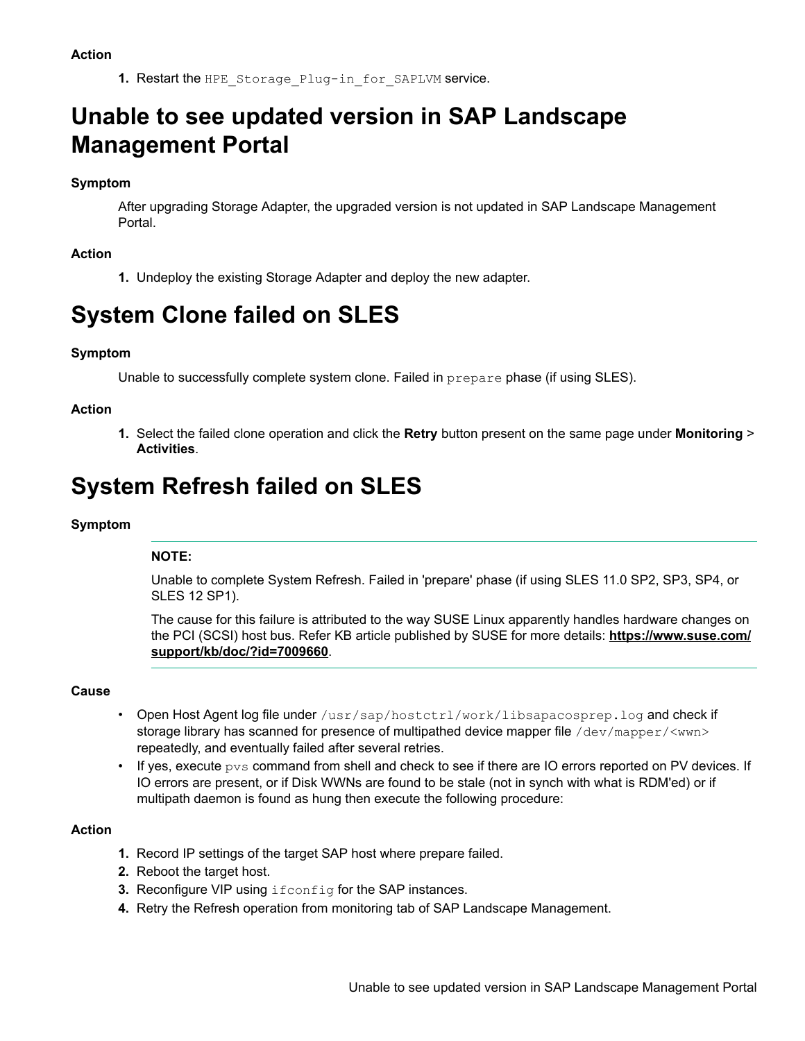**Action**

1. Restart the `HPE_Storage_Plug-in_for_SAPLVM` service.

# Unable to see updated version in SAP Landscape Management Portal

**Symptom**

After upgrading Storage Adapter, the upgraded version is not updated in SAP Landscape Management Portal.

**Action**

1. Undeploy the existing Storage Adapter and deploy the new adapter.

# System Clone failed on SLES

**Symptom**

Unable to successfully complete system clone. Failed in `prepare` phase (if using SLES).

**Action**

1. Select the failed clone operation and click the **Retry** button present on the same page under **Monitoring** > **Activities**.

# System Refresh failed on SLES

**Symptom**

> **NOTE:**
>
> Unable to complete System Refresh. Failed in 'prepare' phase (if using SLES 11.0 SP2, SP3, SP4, or SLES 12 SP1).
>
> The cause for this failure is attributed to the way SUSE Linux apparently handles hardware changes on the PCI (SCSI) host bus. Refer KB article published by SUSE for more details: **https://www.suse.com/support/kb/doc/?id=7009660**.

**Cause**

- Open Host Agent log file under `/usr/sap/hostctrl/work/libsapacosprep.log` and check if storage library has scanned for presence of multipathed device mapper file `/dev/mapper/<wwn>` repeatedly, and eventually failed after several retries.
- If yes, execute `pvs` command from shell and check to see if there are IO errors reported on PV devices. If IO errors are present, or if Disk WWNs are found to be stale (not in synch with what is RDM'ed) or if multipath daemon is found as hung then execute the following procedure:

**Action**

1. Record IP settings of the target SAP host where prepare failed.
2. Reboot the target host.
3. Reconfigure VIP using `ifconfig` for the SAP instances.
4. Retry the Refresh operation from monitoring tab of SAP Landscape Management.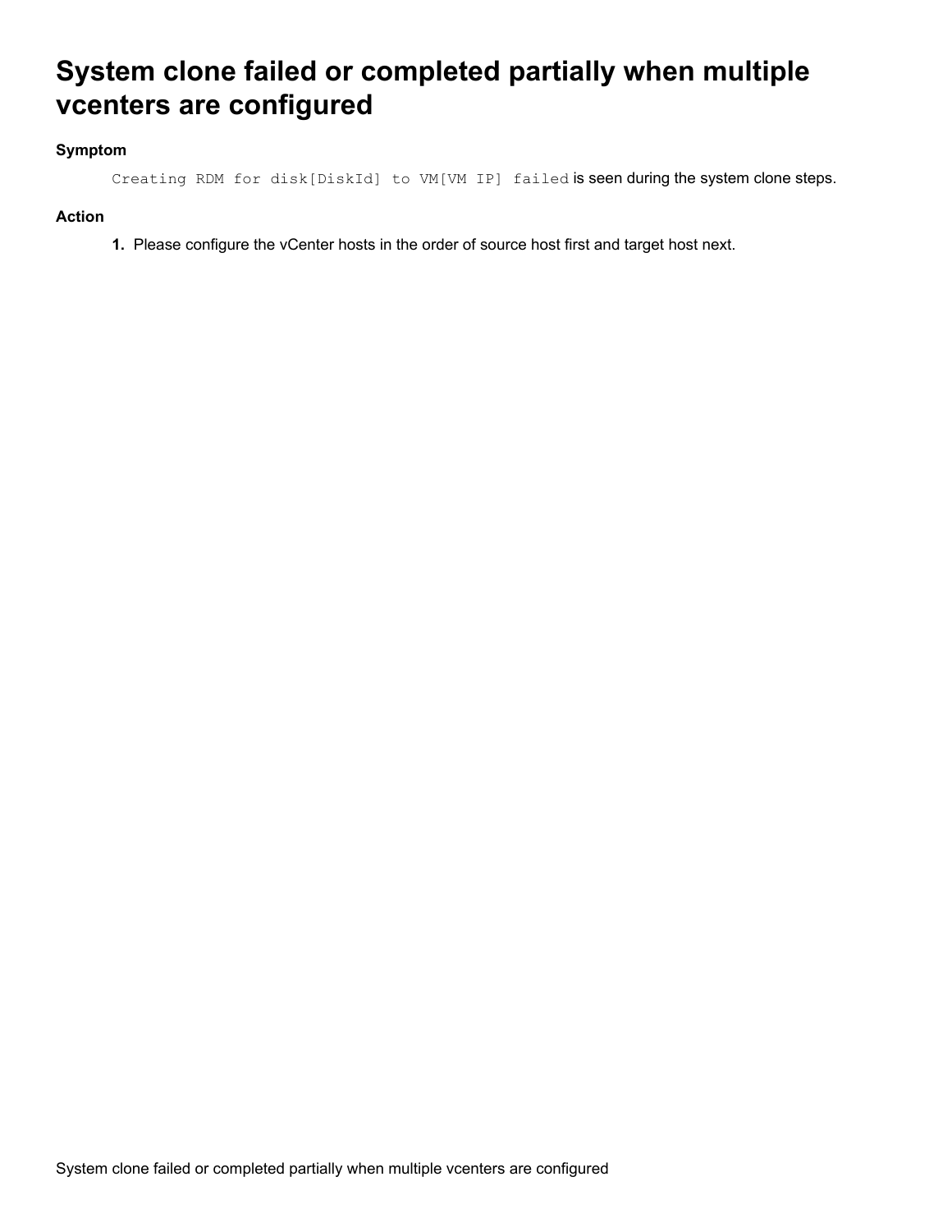# System clone failed or completed partially when multiple vcenters are configured

**Symptom**

`Creating RDM for disk[DiskId] to VM[VM IP] failed` is seen during the system clone steps.

**Action**

1. Please configure the vCenter hosts in the order of source host first and target host next.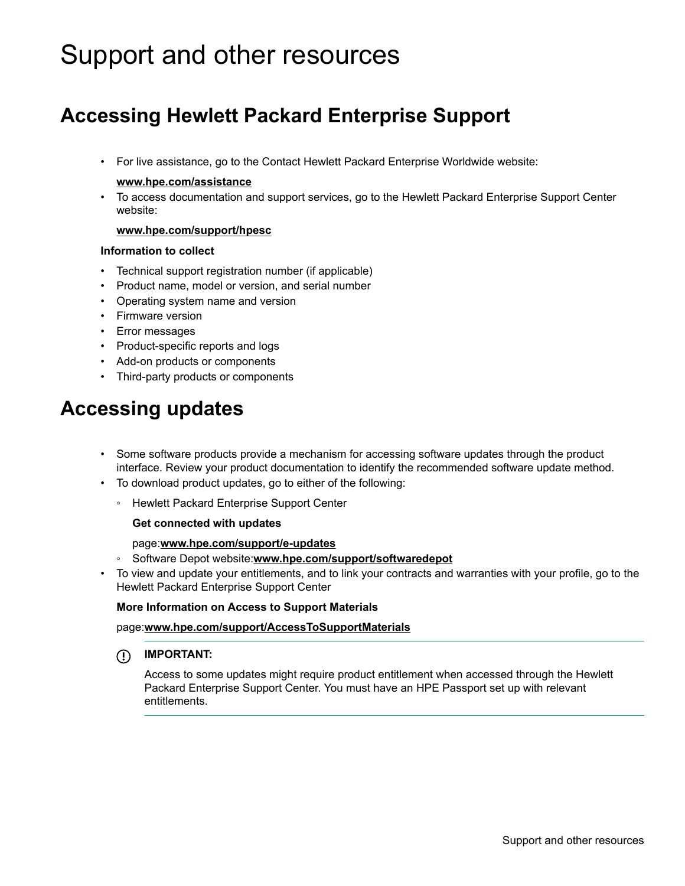# Support and other resources

## Accessing Hewlett Packard Enterprise Support

- For live assistance, go to the Contact Hewlett Packard Enterprise Worldwide website:

  **www.hpe.com/assistance**
- To access documentation and support services, go to the Hewlett Packard Enterprise Support Center website:

  **www.hpe.com/support/hpesc**

**Information to collect**

- Technical support registration number (if applicable)
- Product name, model or version, and serial number
- Operating system name and version
- Firmware version
- Error messages
- Product-specific reports and logs
- Add-on products or components
- Third-party products or components

## Accessing updates

- Some software products provide a mechanism for accessing software updates through the product interface. Review your product documentation to identify the recommended software update method.
- To download product updates, go to either of the following:
  - Hewlett Packard Enterprise Support Center

    **Get connected with updates**

    page:**www.hpe.com/support/e-updates**
  - Software Depot website:**www.hpe.com/support/softwaredepot**
- To view and update your entitlements, and to link your contracts and warranties with your profile, go to the Hewlett Packard Enterprise Support Center

  **More Information on Access to Support Materials**

  page:**www.hpe.com/support/AccessToSupportMaterials**

> **IMPORTANT:**
>
> Access to some updates might require product entitlement when accessed through the Hewlett Packard Enterprise Support Center. You must have an HPE Passport set up with relevant entitlements.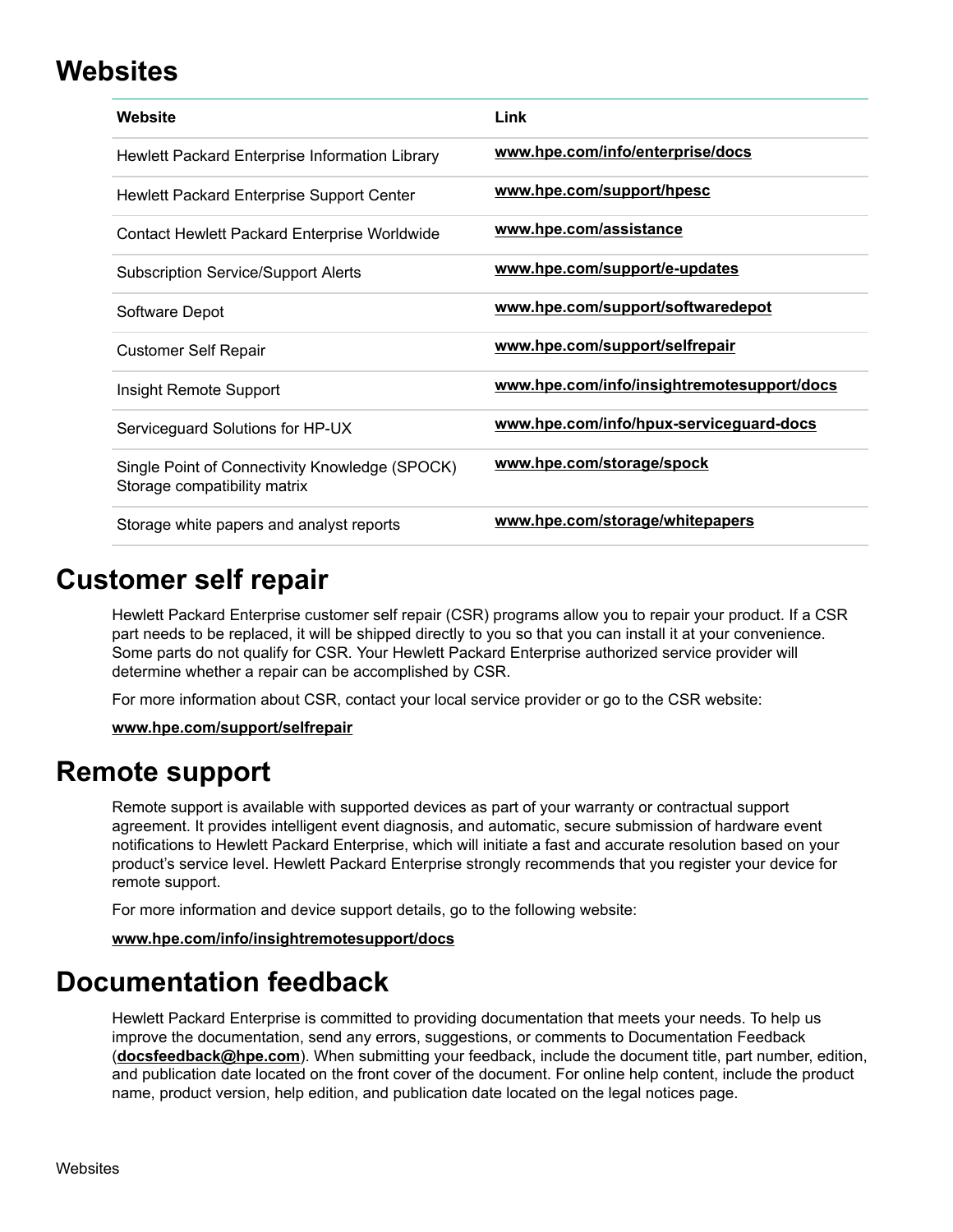# Websites

| Website | Link |
|---|---|
| Hewlett Packard Enterprise Information Library | **www.hpe.com/info/enterprise/docs** |
| Hewlett Packard Enterprise Support Center | **www.hpe.com/support/hpesc** |
| Contact Hewlett Packard Enterprise Worldwide | **www.hpe.com/assistance** |
| Subscription Service/Support Alerts | **www.hpe.com/support/e-updates** |
| Software Depot | **www.hpe.com/support/softwaredepot** |
| Customer Self Repair | **www.hpe.com/support/selfrepair** |
| Insight Remote Support | **www.hpe.com/info/insightremotesupport/docs** |
| Serviceguard Solutions for HP-UX | **www.hpe.com/info/hpux-serviceguard-docs** |
| Single Point of Connectivity Knowledge (SPOCK) Storage compatibility matrix | **www.hpe.com/storage/spock** |
| Storage white papers and analyst reports | **www.hpe.com/storage/whitepapers** |

# Customer self repair

Hewlett Packard Enterprise customer self repair (CSR) programs allow you to repair your product. If a CSR part needs to be replaced, it will be shipped directly to you so that you can install it at your convenience. Some parts do not qualify for CSR. Your Hewlett Packard Enterprise authorized service provider will determine whether a repair can be accomplished by CSR.

For more information about CSR, contact your local service provider or go to the CSR website:

**www.hpe.com/support/selfrepair**

# Remote support

Remote support is available with supported devices as part of your warranty or contractual support agreement. It provides intelligent event diagnosis, and automatic, secure submission of hardware event notifications to Hewlett Packard Enterprise, which will initiate a fast and accurate resolution based on your product's service level. Hewlett Packard Enterprise strongly recommends that you register your device for remote support.

For more information and device support details, go to the following website:

**www.hpe.com/info/insightremotesupport/docs**

# Documentation feedback

Hewlett Packard Enterprise is committed to providing documentation that meets your needs. To help us improve the documentation, send any errors, suggestions, or comments to Documentation Feedback (**docsfeedback@hpe.com**). When submitting your feedback, include the document title, part number, edition, and publication date located on the front cover of the document. For online help content, include the product name, product version, help edition, and publication date located on the legal notices page.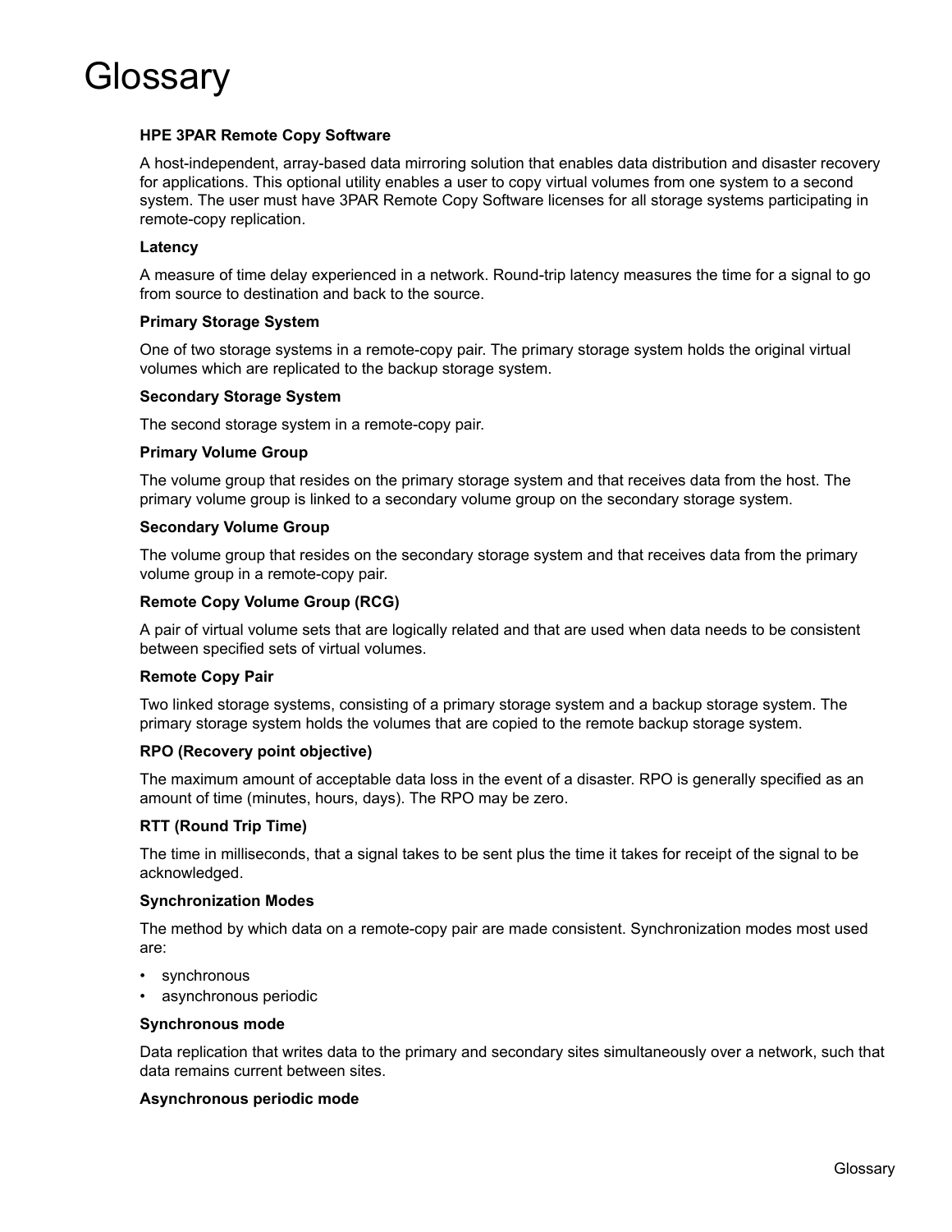# Glossary

**HPE 3PAR Remote Copy Software**

A host-independent, array-based data mirroring solution that enables data distribution and disaster recovery for applications. This optional utility enables a user to copy virtual volumes from one system to a second system. The user must have 3PAR Remote Copy Software licenses for all storage systems participating in remote-copy replication.

**Latency**

A measure of time delay experienced in a network. Round-trip latency measures the time for a signal to go from source to destination and back to the source.

**Primary Storage System**

One of two storage systems in a remote-copy pair. The primary storage system holds the original virtual volumes which are replicated to the backup storage system.

**Secondary Storage System**

The second storage system in a remote-copy pair.

**Primary Volume Group**

The volume group that resides on the primary storage system and that receives data from the host. The primary volume group is linked to a secondary volume group on the secondary storage system.

**Secondary Volume Group**

The volume group that resides on the secondary storage system and that receives data from the primary volume group in a remote-copy pair.

**Remote Copy Volume Group (RCG)**

A pair of virtual volume sets that are logically related and that are used when data needs to be consistent between specified sets of virtual volumes.

**Remote Copy Pair**

Two linked storage systems, consisting of a primary storage system and a backup storage system. The primary storage system holds the volumes that are copied to the remote backup storage system.

**RPO (Recovery point objective)**

The maximum amount of acceptable data loss in the event of a disaster. RPO is generally specified as an amount of time (minutes, hours, days). The RPO may be zero.

**RTT (Round Trip Time)**

The time in milliseconds, that a signal takes to be sent plus the time it takes for receipt of the signal to be acknowledged.

**Synchronization Modes**

The method by which data on a remote-copy pair are made consistent. Synchronization modes most used are:

- synchronous
- asynchronous periodic

**Synchronous mode**

Data replication that writes data to the primary and secondary sites simultaneously over a network, such that data remains current between sites.

**Asynchronous periodic mode**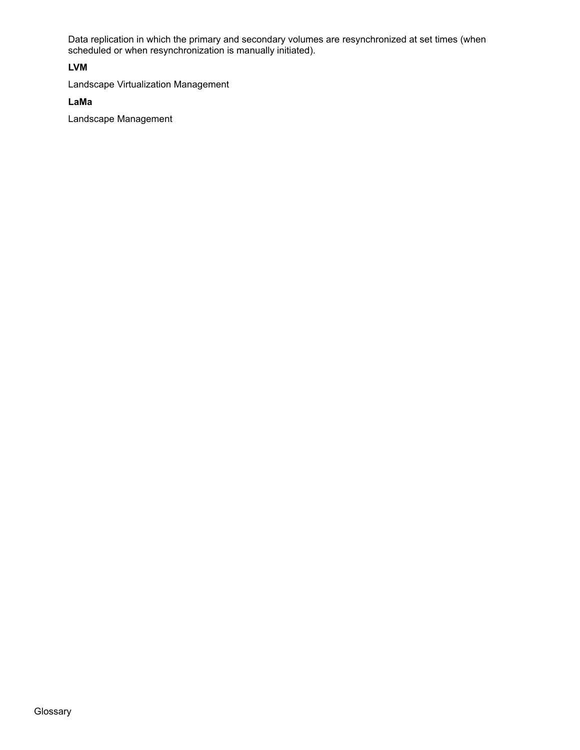Data replication in which the primary and secondary volumes are resynchronized at set times (when scheduled or when resynchronization is manually initiated).

**LVM**

Landscape Virtualization Management

**LaMa**

Landscape Management